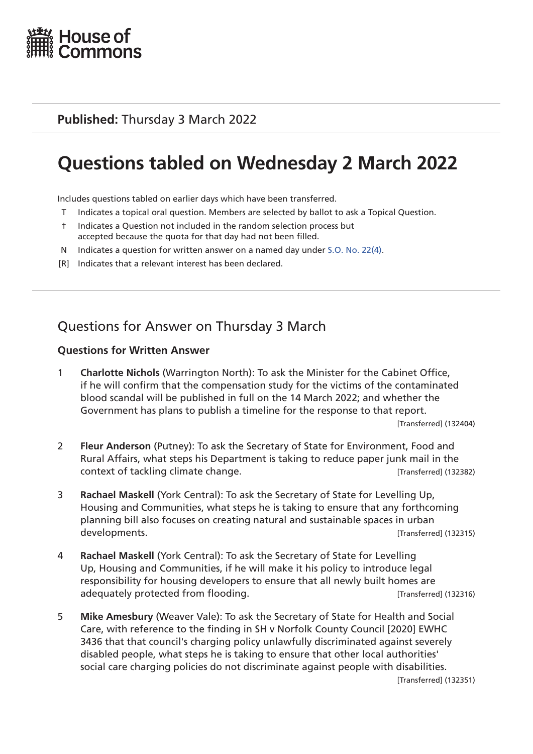House of Commons

**Published:** Thursday 3 March 2022

# Questions tabled on Wednesday 2 March 2022

Includes questions tabled on earlier days which have been transferred.

- T Indicates a topical oral question. Members are selected by ballot to ask a Topical Question.
- † Indicates a Question not included in the random selection process but accepted because the quota for that day had not been filled.
- N Indicates a question for written answer on a named day under S.O. No. 22(4).
- [R] Indicates that a relevant interest has been declared.

## Questions for Answer on Thursday 3 March

### Questions for Written Answer

1 **Charlotte Nichols** (Warrington North): To ask the Minister for the Cabinet Office, if he will confirm that the compensation study for the victims of the contaminated blood scandal will be published in full on the 14 March 2022; and whether the Government has plans to publish a timeline for the response to that report.
[Transferred] (132404)

2 **Fleur Anderson** (Putney): To ask the Secretary of State for Environment, Food and Rural Affairs, what steps his Department is taking to reduce paper junk mail in the context of tackling climate change. [Transferred] (132382)

3 **Rachael Maskell** (York Central): To ask the Secretary of State for Levelling Up, Housing and Communities, what steps he is taking to ensure that any forthcoming planning bill also focuses on creating natural and sustainable spaces in urban developments. [Transferred] (132315)

4 **Rachael Maskell** (York Central): To ask the Secretary of State for Levelling Up, Housing and Communities, if he will make it his policy to introduce legal responsibility for housing developers to ensure that all newly built homes are adequately protected from flooding. [Transferred] (132316)

5 **Mike Amesbury** (Weaver Vale): To ask the Secretary of State for Health and Social Care, with reference to the finding in SH v Norfolk County Council [2020] EWHC 3436 that that council's charging policy unlawfully discriminated against severely disabled people, what steps he is taking to ensure that other local authorities' social care charging policies do not discriminate against people with disabilities.
[Transferred] (132351)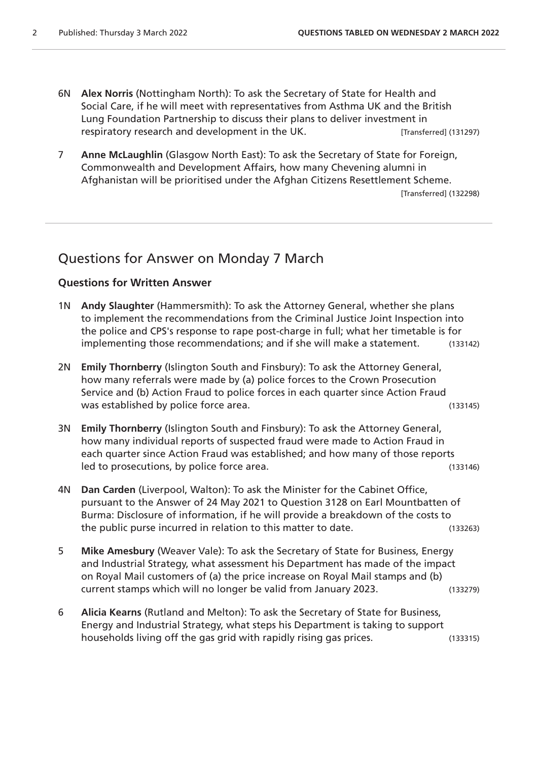6N **Alex Norris** (Nottingham North): To ask the Secretary of State for Health and Social Care, if he will meet with representatives from Asthma UK and the British Lung Foundation Partnership to discuss their plans to deliver investment in respiratory research and development in the UK. [Transferred] (131297)

7 **Anne McLaughlin** (Glasgow North East): To ask the Secretary of State for Foreign, Commonwealth and Development Affairs, how many Chevening alumni in Afghanistan will be prioritised under the Afghan Citizens Resettlement Scheme. [Transferred] (132298)

## Questions for Answer on Monday 7 March

### Questions for Written Answer

1N **Andy Slaughter** (Hammersmith): To ask the Attorney General, whether she plans to implement the recommendations from the Criminal Justice Joint Inspection into the police and CPS's response to rape post-charge in full; what her timetable is for implementing those recommendations; and if she will make a statement. (133142)

2N **Emily Thornberry** (Islington South and Finsbury): To ask the Attorney General, how many referrals were made by (a) police forces to the Crown Prosecution Service and (b) Action Fraud to police forces in each quarter since Action Fraud was established by police force area. (133145)

3N **Emily Thornberry** (Islington South and Finsbury): To ask the Attorney General, how many individual reports of suspected fraud were made to Action Fraud in each quarter since Action Fraud was established; and how many of those reports led to prosecutions, by police force area. (133146)

4N **Dan Carden** (Liverpool, Walton): To ask the Minister for the Cabinet Office, pursuant to the Answer of 24 May 2021 to Question 3128 on Earl Mountbatten of Burma: Disclosure of information, if he will provide a breakdown of the costs to the public purse incurred in relation to this matter to date. (133263)

5 **Mike Amesbury** (Weaver Vale): To ask the Secretary of State for Business, Energy and Industrial Strategy, what assessment his Department has made of the impact on Royal Mail customers of (a) the price increase on Royal Mail stamps and (b) current stamps which will no longer be valid from January 2023. (133279)

6 **Alicia Kearns** (Rutland and Melton): To ask the Secretary of State for Business, Energy and Industrial Strategy, what steps his Department is taking to support households living off the gas grid with rapidly rising gas prices. (133315)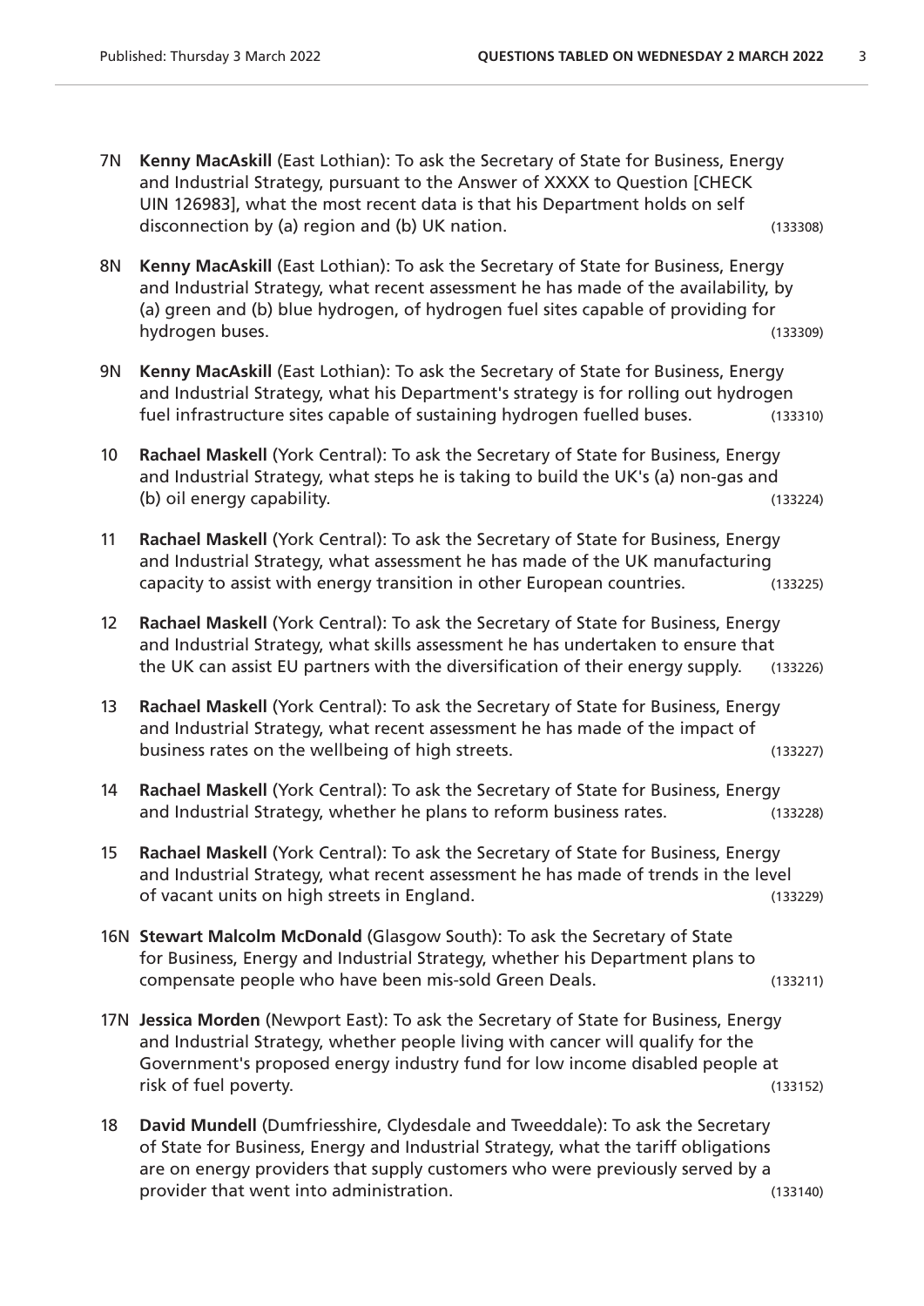7N **Kenny MacAskill** (East Lothian): To ask the Secretary of State for Business, Energy and Industrial Strategy, pursuant to the Answer of XXXX to Question [CHECK UIN 126983], what the most recent data is that his Department holds on self disconnection by (a) region and (b) UK nation. (133308)

8N **Kenny MacAskill** (East Lothian): To ask the Secretary of State for Business, Energy and Industrial Strategy, what recent assessment he has made of the availability, by (a) green and (b) blue hydrogen, of hydrogen fuel sites capable of providing for hydrogen buses. (133309)

9N **Kenny MacAskill** (East Lothian): To ask the Secretary of State for Business, Energy and Industrial Strategy, what his Department's strategy is for rolling out hydrogen fuel infrastructure sites capable of sustaining hydrogen fuelled buses. (133310)

10 **Rachael Maskell** (York Central): To ask the Secretary of State for Business, Energy and Industrial Strategy, what steps he is taking to build the UK's (a) non-gas and (b) oil energy capability. (133224)

11 **Rachael Maskell** (York Central): To ask the Secretary of State for Business, Energy and Industrial Strategy, what assessment he has made of the UK manufacturing capacity to assist with energy transition in other European countries. (133225)

12 **Rachael Maskell** (York Central): To ask the Secretary of State for Business, Energy and Industrial Strategy, what skills assessment he has undertaken to ensure that the UK can assist EU partners with the diversification of their energy supply. (133226)

13 **Rachael Maskell** (York Central): To ask the Secretary of State for Business, Energy and Industrial Strategy, what recent assessment he has made of the impact of business rates on the wellbeing of high streets. (133227)

14 **Rachael Maskell** (York Central): To ask the Secretary of State for Business, Energy and Industrial Strategy, whether he plans to reform business rates. (133228)

15 **Rachael Maskell** (York Central): To ask the Secretary of State for Business, Energy and Industrial Strategy, what recent assessment he has made of trends in the level of vacant units on high streets in England. (133229)

16N **Stewart Malcolm McDonald** (Glasgow South): To ask the Secretary of State for Business, Energy and Industrial Strategy, whether his Department plans to compensate people who have been mis-sold Green Deals. (133211)

17N **Jessica Morden** (Newport East): To ask the Secretary of State for Business, Energy and Industrial Strategy, whether people living with cancer will qualify for the Government's proposed energy industry fund for low income disabled people at risk of fuel poverty. (133152)

18 **David Mundell** (Dumfriesshire, Clydesdale and Tweeddale): To ask the Secretary of State for Business, Energy and Industrial Strategy, what the tariff obligations are on energy providers that supply customers who were previously served by a provider that went into administration. (133140)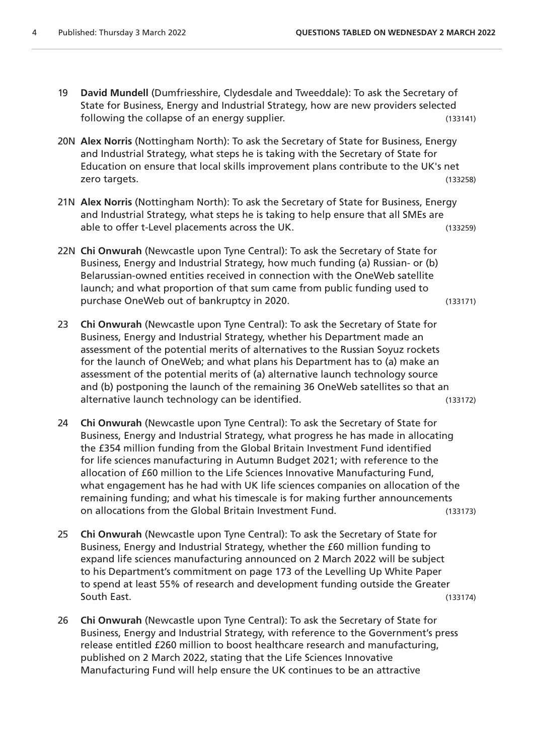19 **David Mundell** (Dumfriesshire, Clydesdale and Tweeddale): To ask the Secretary of State for Business, Energy and Industrial Strategy, how are new providers selected following the collapse of an energy supplier. (133141)

20N **Alex Norris** (Nottingham North): To ask the Secretary of State for Business, Energy and Industrial Strategy, what steps he is taking with the Secretary of State for Education on ensure that local skills improvement plans contribute to the UK's net zero targets. (133258)

21N **Alex Norris** (Nottingham North): To ask the Secretary of State for Business, Energy and Industrial Strategy, what steps he is taking to help ensure that all SMEs are able to offer t-Level placements across the UK. (133259)

22N **Chi Onwurah** (Newcastle upon Tyne Central): To ask the Secretary of State for Business, Energy and Industrial Strategy, how much funding (a) Russian- or (b) Belarussian-owned entities received in connection with the OneWeb satellite launch; and what proportion of that sum came from public funding used to purchase OneWeb out of bankruptcy in 2020. (133171)

23 **Chi Onwurah** (Newcastle upon Tyne Central): To ask the Secretary of State for Business, Energy and Industrial Strategy, whether his Department made an assessment of the potential merits of alternatives to the Russian Soyuz rockets for the launch of OneWeb; and what plans his Department has to (a) make an assessment of the potential merits of (a) alternative launch technology source and (b) postponing the launch of the remaining 36 OneWeb satellites so that an alternative launch technology can be identified. (133172)

24 **Chi Onwurah** (Newcastle upon Tyne Central): To ask the Secretary of State for Business, Energy and Industrial Strategy, what progress he has made in allocating the £354 million funding from the Global Britain Investment Fund identified for life sciences manufacturing in Autumn Budget 2021; with reference to the allocation of £60 million to the Life Sciences Innovative Manufacturing Fund, what engagement has he had with UK life sciences companies on allocation of the remaining funding; and what his timescale is for making further announcements on allocations from the Global Britain Investment Fund. (133173)

25 **Chi Onwurah** (Newcastle upon Tyne Central): To ask the Secretary of State for Business, Energy and Industrial Strategy, whether the £60 million funding to expand life sciences manufacturing announced on 2 March 2022 will be subject to his Department's commitment on page 173 of the Levelling Up White Paper to spend at least 55% of research and development funding outside the Greater South East. (133174)

26 **Chi Onwurah** (Newcastle upon Tyne Central): To ask the Secretary of State for Business, Energy and Industrial Strategy, with reference to the Government's press release entitled £260 million to boost healthcare research and manufacturing, published on 2 March 2022, stating that the Life Sciences Innovative Manufacturing Fund will help ensure the UK continues to be an attractive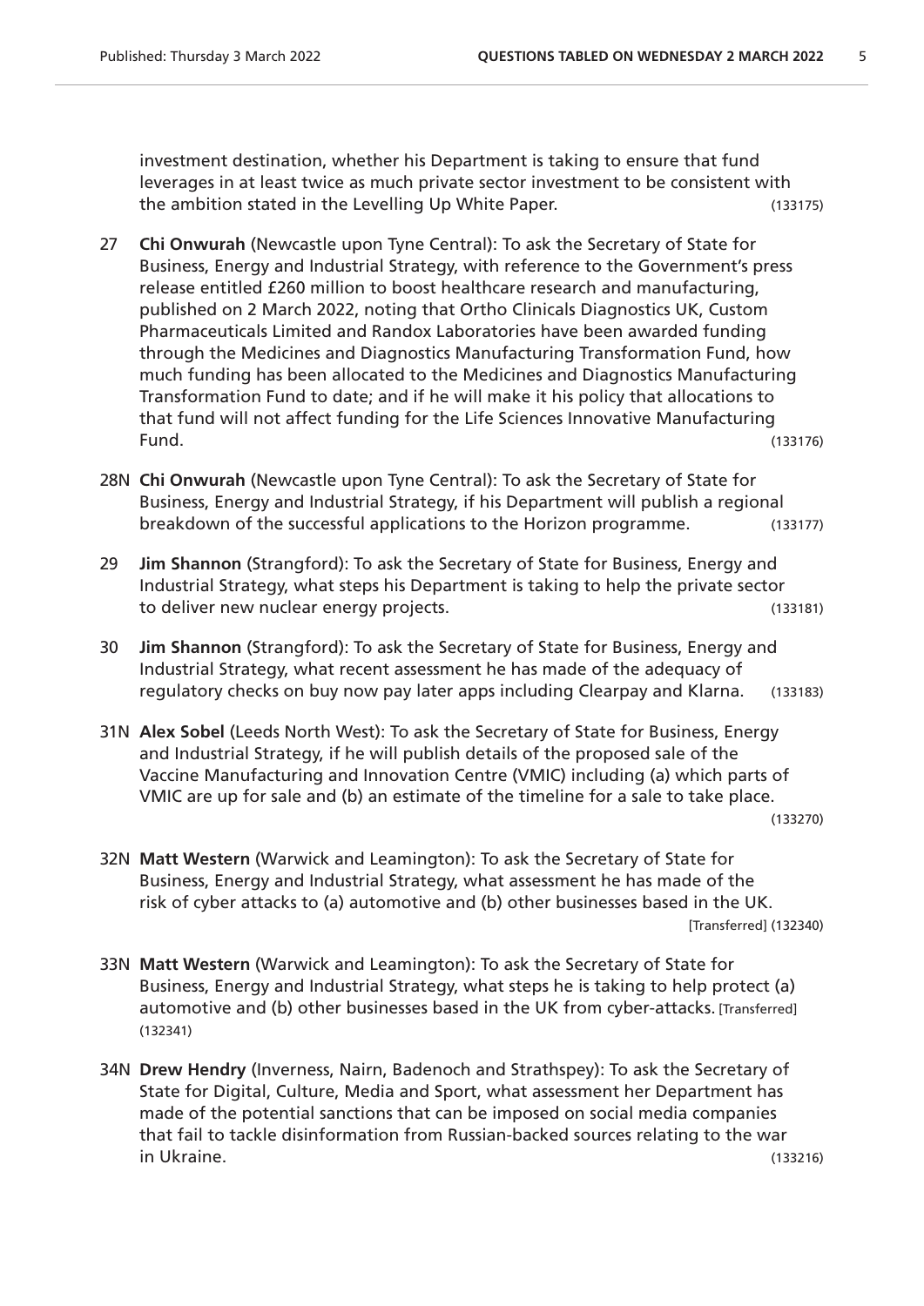investment destination, whether his Department is taking to ensure that fund leverages in at least twice as much private sector investment to be consistent with the ambition stated in the Levelling Up White Paper. (133175)

27 **Chi Onwurah** (Newcastle upon Tyne Central): To ask the Secretary of State for Business, Energy and Industrial Strategy, with reference to the Government's press release entitled £260 million to boost healthcare research and manufacturing, published on 2 March 2022, noting that Ortho Clinicals Diagnostics UK, Custom Pharmaceuticals Limited and Randox Laboratories have been awarded funding through the Medicines and Diagnostics Manufacturing Transformation Fund, how much funding has been allocated to the Medicines and Diagnostics Manufacturing Transformation Fund to date; and if he will make it his policy that allocations to that fund will not affect funding for the Life Sciences Innovative Manufacturing Fund. (133176)

28N **Chi Onwurah** (Newcastle upon Tyne Central): To ask the Secretary of State for Business, Energy and Industrial Strategy, if his Department will publish a regional breakdown of the successful applications to the Horizon programme. (133177)

29 **Jim Shannon** (Strangford): To ask the Secretary of State for Business, Energy and Industrial Strategy, what steps his Department is taking to help the private sector to deliver new nuclear energy projects. (133181)

30 **Jim Shannon** (Strangford): To ask the Secretary of State for Business, Energy and Industrial Strategy, what recent assessment he has made of the adequacy of regulatory checks on buy now pay later apps including Clearpay and Klarna. (133183)

31N **Alex Sobel** (Leeds North West): To ask the Secretary of State for Business, Energy and Industrial Strategy, if he will publish details of the proposed sale of the Vaccine Manufacturing and Innovation Centre (VMIC) including (a) which parts of VMIC are up for sale and (b) an estimate of the timeline for a sale to take place. (133270)

32N **Matt Western** (Warwick and Leamington): To ask the Secretary of State for Business, Energy and Industrial Strategy, what assessment he has made of the risk of cyber attacks to (a) automotive and (b) other businesses based in the UK. [Transferred] (132340)

33N **Matt Western** (Warwick and Leamington): To ask the Secretary of State for Business, Energy and Industrial Strategy, what steps he is taking to help protect (a) automotive and (b) other businesses based in the UK from cyber-attacks. [Transferred] (132341)

34N **Drew Hendry** (Inverness, Nairn, Badenoch and Strathspey): To ask the Secretary of State for Digital, Culture, Media and Sport, what assessment her Department has made of the potential sanctions that can be imposed on social media companies that fail to tackle disinformation from Russian-backed sources relating to the war in Ukraine. (133216)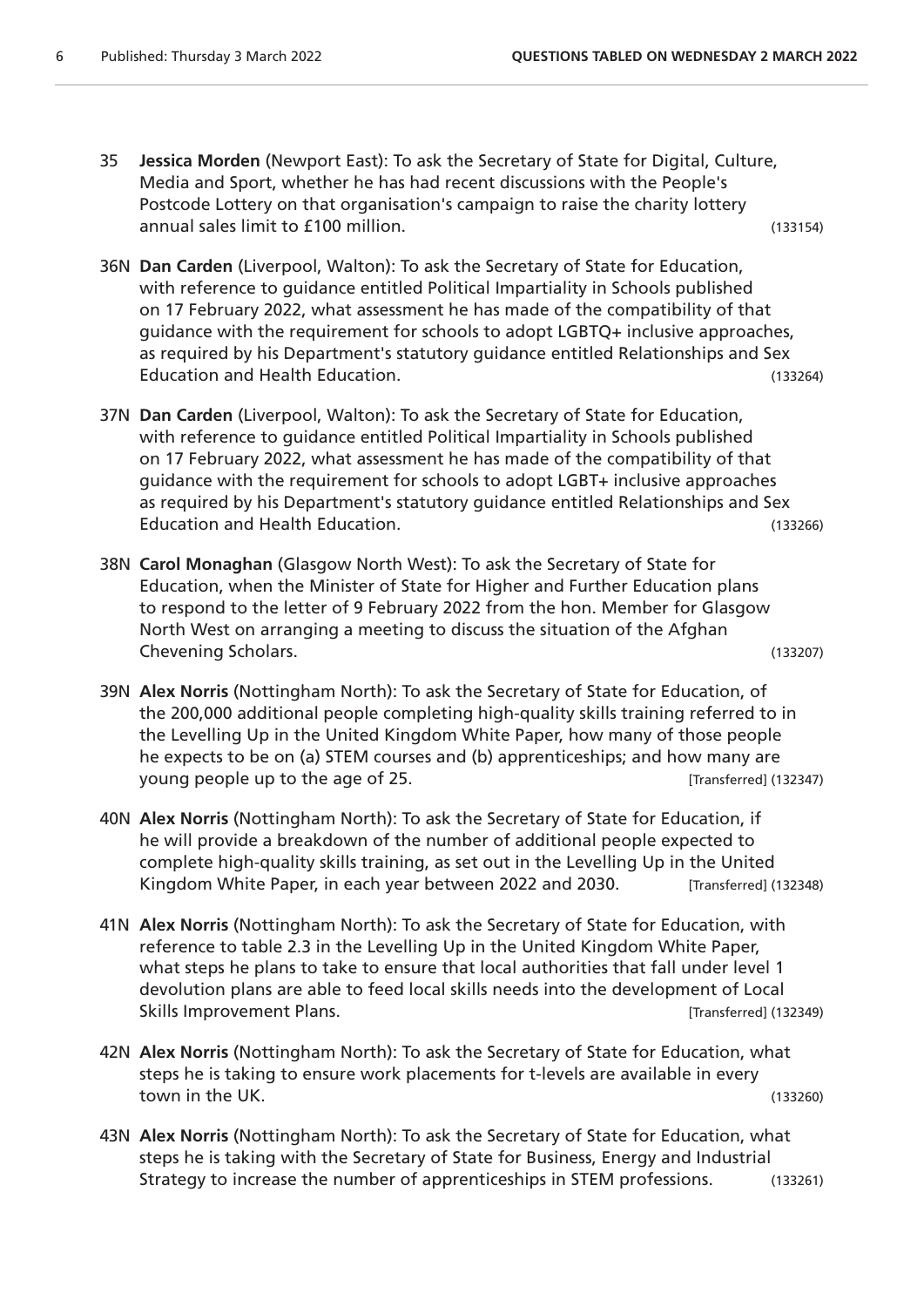35 **Jessica Morden** (Newport East): To ask the Secretary of State for Digital, Culture, Media and Sport, whether he has had recent discussions with the People's Postcode Lottery on that organisation's campaign to raise the charity lottery annual sales limit to £100 million. (133154)

36N **Dan Carden** (Liverpool, Walton): To ask the Secretary of State for Education, with reference to guidance entitled Political Impartiality in Schools published on 17 February 2022, what assessment he has made of the compatibility of that guidance with the requirement for schools to adopt LGBTQ+ inclusive approaches, as required by his Department's statutory guidance entitled Relationships and Sex Education and Health Education. (133264)

37N **Dan Carden** (Liverpool, Walton): To ask the Secretary of State for Education, with reference to guidance entitled Political Impartiality in Schools published on 17 February 2022, what assessment he has made of the compatibility of that guidance with the requirement for schools to adopt LGBT+ inclusive approaches as required by his Department's statutory guidance entitled Relationships and Sex Education and Health Education. (133266)

38N **Carol Monaghan** (Glasgow North West): To ask the Secretary of State for Education, when the Minister of State for Higher and Further Education plans to respond to the letter of 9 February 2022 from the hon. Member for Glasgow North West on arranging a meeting to discuss the situation of the Afghan Chevening Scholars. (133207)

39N **Alex Norris** (Nottingham North): To ask the Secretary of State for Education, of the 200,000 additional people completing high-quality skills training referred to in the Levelling Up in the United Kingdom White Paper, how many of those people he expects to be on (a) STEM courses and (b) apprenticeships; and how many are young people up to the age of 25. [Transferred] (132347)

40N **Alex Norris** (Nottingham North): To ask the Secretary of State for Education, if he will provide a breakdown of the number of additional people expected to complete high-quality skills training, as set out in the Levelling Up in the United Kingdom White Paper, in each year between 2022 and 2030. [Transferred] (132348)

41N **Alex Norris** (Nottingham North): To ask the Secretary of State for Education, with reference to table 2.3 in the Levelling Up in the United Kingdom White Paper, what steps he plans to take to ensure that local authorities that fall under level 1 devolution plans are able to feed local skills needs into the development of Local Skills Improvement Plans. [Transferred] (132349)

42N **Alex Norris** (Nottingham North): To ask the Secretary of State for Education, what steps he is taking to ensure work placements for t-levels are available in every town in the UK. (133260)

43N **Alex Norris** (Nottingham North): To ask the Secretary of State for Education, what steps he is taking with the Secretary of State for Business, Energy and Industrial Strategy to increase the number of apprenticeships in STEM professions. (133261)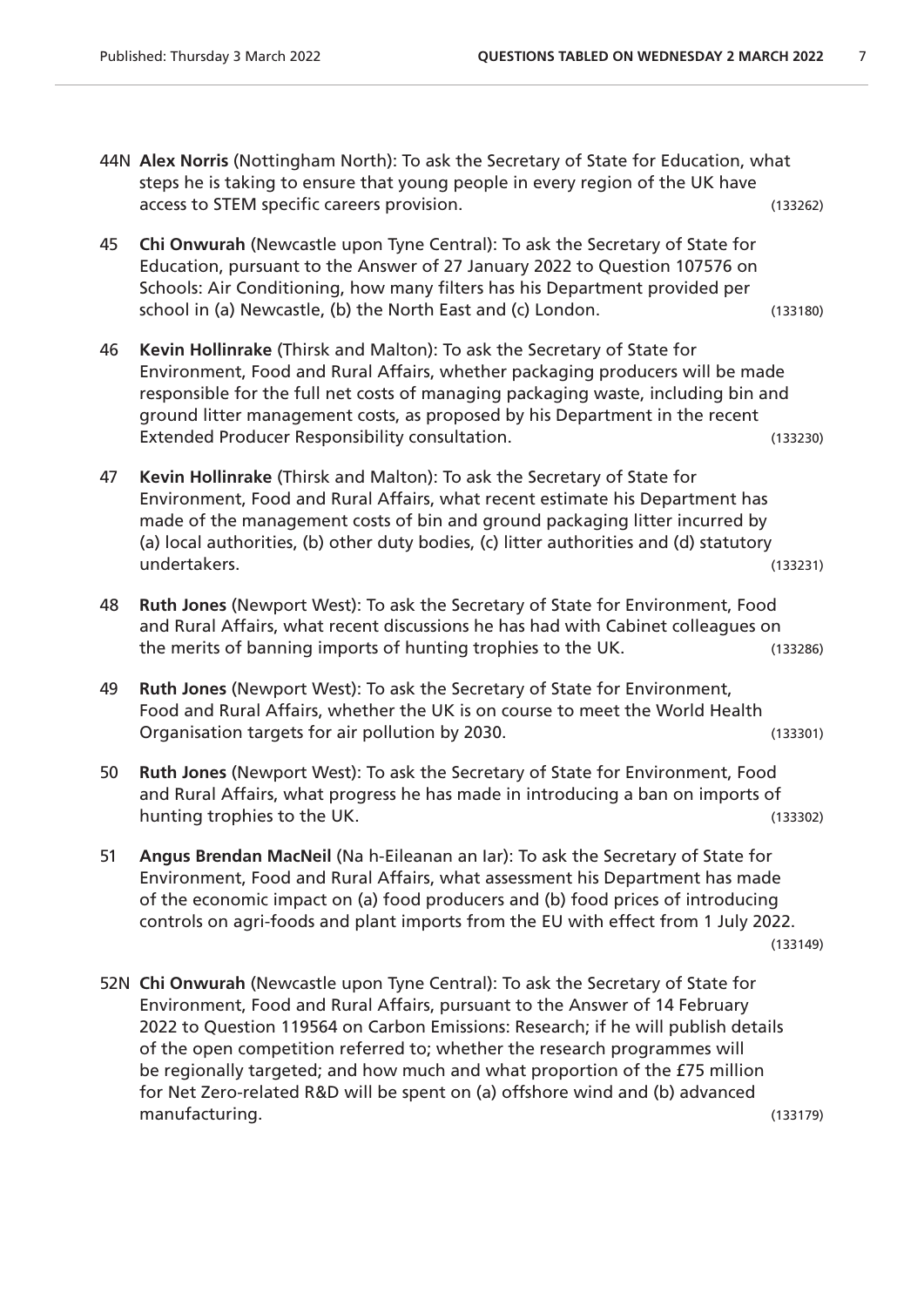44N **Alex Norris** (Nottingham North): To ask the Secretary of State for Education, what steps he is taking to ensure that young people in every region of the UK have access to STEM specific careers provision. (133262)

45 **Chi Onwurah** (Newcastle upon Tyne Central): To ask the Secretary of State for Education, pursuant to the Answer of 27 January 2022 to Question 107576 on Schools: Air Conditioning, how many filters has his Department provided per school in (a) Newcastle, (b) the North East and (c) London. (133180)

46 **Kevin Hollinrake** (Thirsk and Malton): To ask the Secretary of State for Environment, Food and Rural Affairs, whether packaging producers will be made responsible for the full net costs of managing packaging waste, including bin and ground litter management costs, as proposed by his Department in the recent Extended Producer Responsibility consultation. (133230)

47 **Kevin Hollinrake** (Thirsk and Malton): To ask the Secretary of State for Environment, Food and Rural Affairs, what recent estimate his Department has made of the management costs of bin and ground packaging litter incurred by (a) local authorities, (b) other duty bodies, (c) litter authorities and (d) statutory undertakers. (133231)

48 **Ruth Jones** (Newport West): To ask the Secretary of State for Environment, Food and Rural Affairs, what recent discussions he has had with Cabinet colleagues on the merits of banning imports of hunting trophies to the UK. (133286)

49 **Ruth Jones** (Newport West): To ask the Secretary of State for Environment, Food and Rural Affairs, whether the UK is on course to meet the World Health Organisation targets for air pollution by 2030. (133301)

50 **Ruth Jones** (Newport West): To ask the Secretary of State for Environment, Food and Rural Affairs, what progress he has made in introducing a ban on imports of hunting trophies to the UK. (133302)

51 **Angus Brendan MacNeil** (Na h-Eileanan an Iar): To ask the Secretary of State for Environment, Food and Rural Affairs, what assessment his Department has made of the economic impact on (a) food producers and (b) food prices of introducing controls on agri-foods and plant imports from the EU with effect from 1 July 2022. (133149)

52N **Chi Onwurah** (Newcastle upon Tyne Central): To ask the Secretary of State for Environment, Food and Rural Affairs, pursuant to the Answer of 14 February 2022 to Question 119564 on Carbon Emissions: Research; if he will publish details of the open competition referred to; whether the research programmes will be regionally targeted; and how much and what proportion of the £75 million for Net Zero-related R&D will be spent on (a) offshore wind and (b) advanced manufacturing. (133179)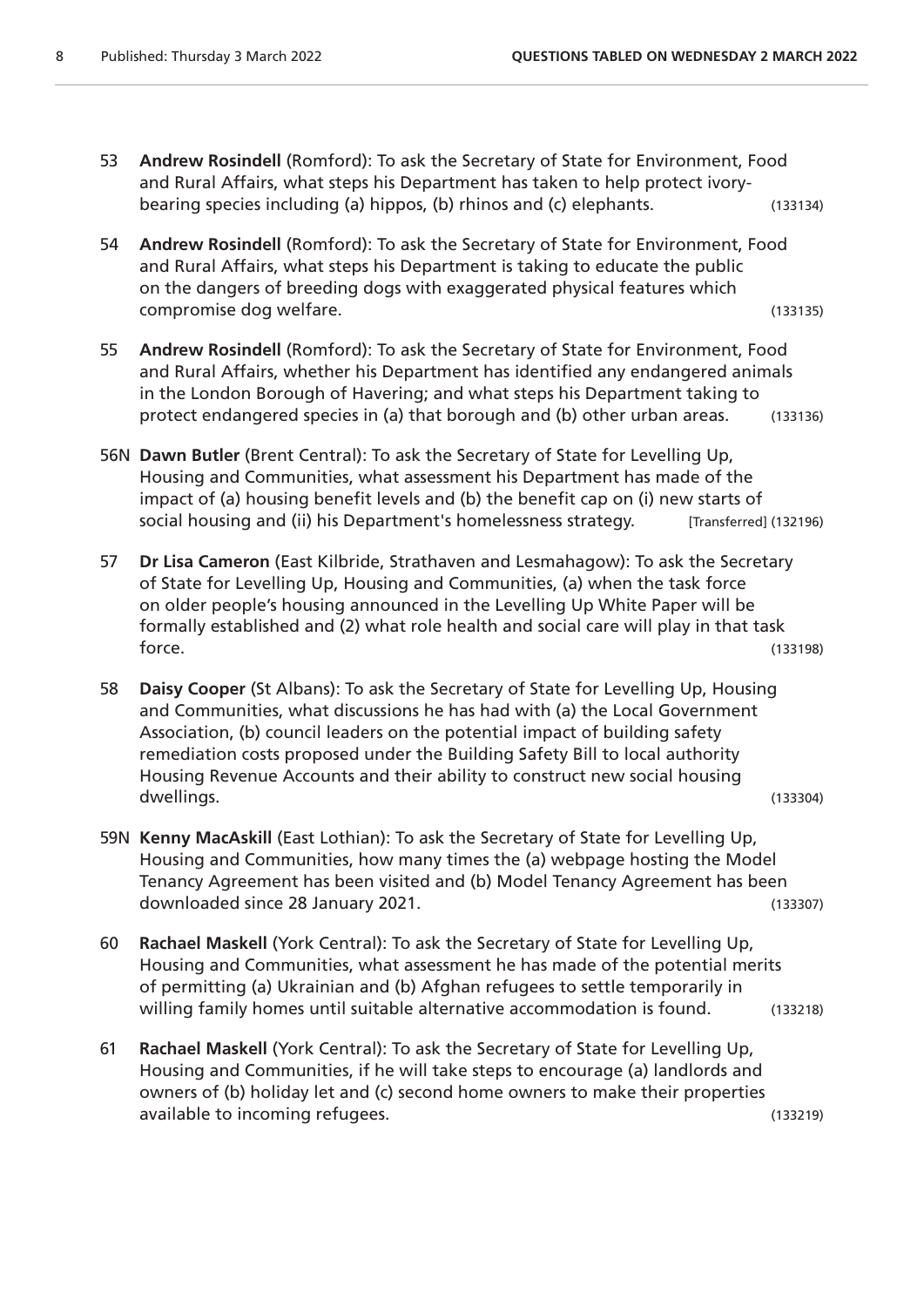53 **Andrew Rosindell** (Romford): To ask the Secretary of State for Environment, Food and Rural Affairs, what steps his Department has taken to help protect ivory-bearing species including (a) hippos, (b) rhinos and (c) elephants. (133134)

54 **Andrew Rosindell** (Romford): To ask the Secretary of State for Environment, Food and Rural Affairs, what steps his Department is taking to educate the public on the dangers of breeding dogs with exaggerated physical features which compromise dog welfare. (133135)

55 **Andrew Rosindell** (Romford): To ask the Secretary of State for Environment, Food and Rural Affairs, whether his Department has identified any endangered animals in the London Borough of Havering; and what steps his Department taking to protect endangered species in (a) that borough and (b) other urban areas. (133136)

56N **Dawn Butler** (Brent Central): To ask the Secretary of State for Levelling Up, Housing and Communities, what assessment his Department has made of the impact of (a) housing benefit levels and (b) the benefit cap on (i) new starts of social housing and (ii) his Department's homelessness strategy. [Transferred] (132196)

57 **Dr Lisa Cameron** (East Kilbride, Strathaven and Lesmahagow): To ask the Secretary of State for Levelling Up, Housing and Communities, (a) when the task force on older people's housing announced in the Levelling Up White Paper will be formally established and (2) what role health and social care will play in that task force. (133198)

58 **Daisy Cooper** (St Albans): To ask the Secretary of State for Levelling Up, Housing and Communities, what discussions he has had with (a) the Local Government Association, (b) council leaders on the potential impact of building safety remediation costs proposed under the Building Safety Bill to local authority Housing Revenue Accounts and their ability to construct new social housing dwellings. (133304)

59N **Kenny MacAskill** (East Lothian): To ask the Secretary of State for Levelling Up, Housing and Communities, how many times the (a) webpage hosting the Model Tenancy Agreement has been visited and (b) Model Tenancy Agreement has been downloaded since 28 January 2021. (133307)

60 **Rachael Maskell** (York Central): To ask the Secretary of State for Levelling Up, Housing and Communities, what assessment he has made of the potential merits of permitting (a) Ukrainian and (b) Afghan refugees to settle temporarily in willing family homes until suitable alternative accommodation is found. (133218)

61 **Rachael Maskell** (York Central): To ask the Secretary of State for Levelling Up, Housing and Communities, if he will take steps to encourage (a) landlords and owners of (b) holiday let and (c) second home owners to make their properties available to incoming refugees. (133219)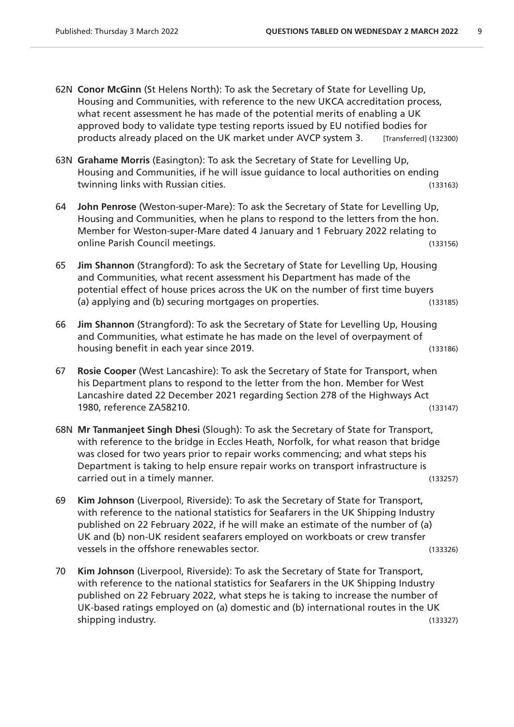62N **Conor McGinn** (St Helens North): To ask the Secretary of State for Levelling Up, Housing and Communities, with reference to the new UKCA accreditation process, what recent assessment he has made of the potential merits of enabling a UK approved body to validate type testing reports issued by EU notified bodies for products already placed on the UK market under AVCP system 3. [Transferred] (132300)

63N **Grahame Morris** (Easington): To ask the Secretary of State for Levelling Up, Housing and Communities, if he will issue guidance to local authorities on ending twinning links with Russian cities. (133163)

64 **John Penrose** (Weston-super-Mare): To ask the Secretary of State for Levelling Up, Housing and Communities, when he plans to respond to the letters from the hon. Member for Weston-super-Mare dated 4 January and 1 February 2022 relating to online Parish Council meetings. (133156)

65 **Jim Shannon** (Strangford): To ask the Secretary of State for Levelling Up, Housing and Communities, what recent assessment his Department has made of the potential effect of house prices across the UK on the number of first time buyers (a) applying and (b) securing mortgages on properties. (133185)

66 **Jim Shannon** (Strangford): To ask the Secretary of State for Levelling Up, Housing and Communities, what estimate he has made on the level of overpayment of housing benefit in each year since 2019. (133186)

67 **Rosie Cooper** (West Lancashire): To ask the Secretary of State for Transport, when his Department plans to respond to the letter from the hon. Member for West Lancashire dated 22 December 2021 regarding Section 278 of the Highways Act 1980, reference ZA58210. (133147)

68N **Mr Tanmanjeet Singh Dhesi** (Slough): To ask the Secretary of State for Transport, with reference to the bridge in Eccles Heath, Norfolk, for what reason that bridge was closed for two years prior to repair works commencing; and what steps his Department is taking to help ensure repair works on transport infrastructure is carried out in a timely manner. (133257)

69 **Kim Johnson** (Liverpool, Riverside): To ask the Secretary of State for Transport, with reference to the national statistics for Seafarers in the UK Shipping Industry published on 22 February 2022, if he will make an estimate of the number of (a) UK and (b) non-UK resident seafarers employed on workboats or crew transfer vessels in the offshore renewables sector. (133326)

70 **Kim Johnson** (Liverpool, Riverside): To ask the Secretary of State for Transport, with reference to the national statistics for Seafarers in the UK Shipping Industry published on 22 February 2022, what steps he is taking to increase the number of UK-based ratings employed on (a) domestic and (b) international routes in the UK shipping industry. (133327)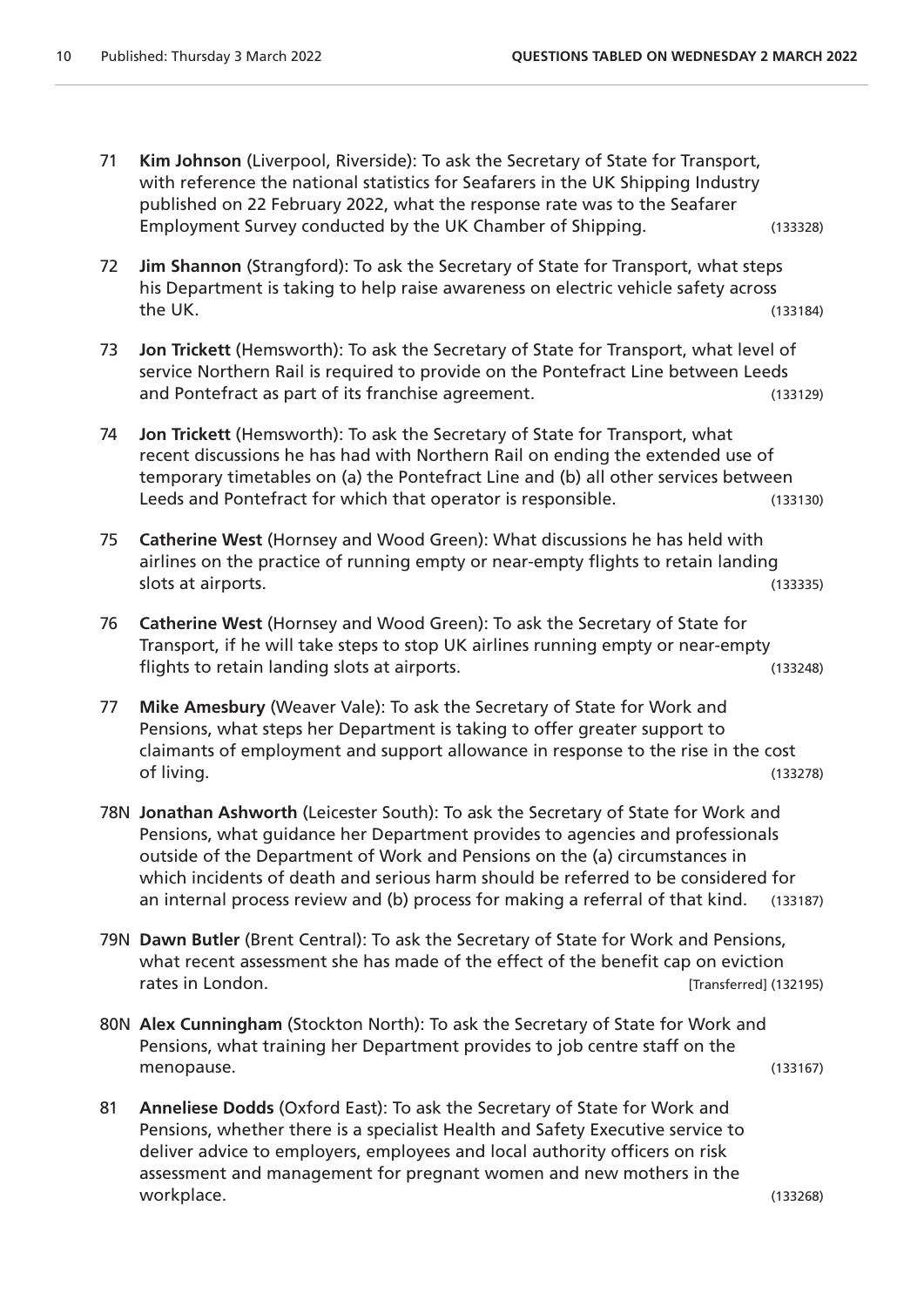71 **Kim Johnson** (Liverpool, Riverside): To ask the Secretary of State for Transport, with reference the national statistics for Seafarers in the UK Shipping Industry published on 22 February 2022, what the response rate was to the Seafarer Employment Survey conducted by the UK Chamber of Shipping. (133328)

72 **Jim Shannon** (Strangford): To ask the Secretary of State for Transport, what steps his Department is taking to help raise awareness on electric vehicle safety across the UK. (133184)

73 **Jon Trickett** (Hemsworth): To ask the Secretary of State for Transport, what level of service Northern Rail is required to provide on the Pontefract Line between Leeds and Pontefract as part of its franchise agreement. (133129)

74 **Jon Trickett** (Hemsworth): To ask the Secretary of State for Transport, what recent discussions he has had with Northern Rail on ending the extended use of temporary timetables on (a) the Pontefract Line and (b) all other services between Leeds and Pontefract for which that operator is responsible. (133130)

75 **Catherine West** (Hornsey and Wood Green): What discussions he has held with airlines on the practice of running empty or near-empty flights to retain landing slots at airports. (133335)

76 **Catherine West** (Hornsey and Wood Green): To ask the Secretary of State for Transport, if he will take steps to stop UK airlines running empty or near-empty flights to retain landing slots at airports. (132248)

77 **Mike Amesbury** (Weaver Vale): To ask the Secretary of State for Work and Pensions, what steps her Department is taking to offer greater support to claimants of employment and support allowance in response to the rise in the cost of living. (133278)

78N **Jonathan Ashworth** (Leicester South): To ask the Secretary of State for Work and Pensions, what guidance her Department provides to agencies and professionals outside of the Department of Work and Pensions on the (a) circumstances in which incidents of death and serious harm should be referred to be considered for an internal process review and (b) process for making a referral of that kind. (133187)

79N **Dawn Butler** (Brent Central): To ask the Secretary of State for Work and Pensions, what recent assessment she has made of the effect of the benefit cap on eviction rates in London. [Transferred] (132195)

80N **Alex Cunningham** (Stockton North): To ask the Secretary of State for Work and Pensions, what training her Department provides to job centre staff on the menopause. (133167)

81 **Anneliese Dodds** (Oxford East): To ask the Secretary of State for Work and Pensions, whether there is a specialist Health and Safety Executive service to deliver advice to employers, employees and local authority officers on risk assessment and management for pregnant women and new mothers in the workplace. (133268)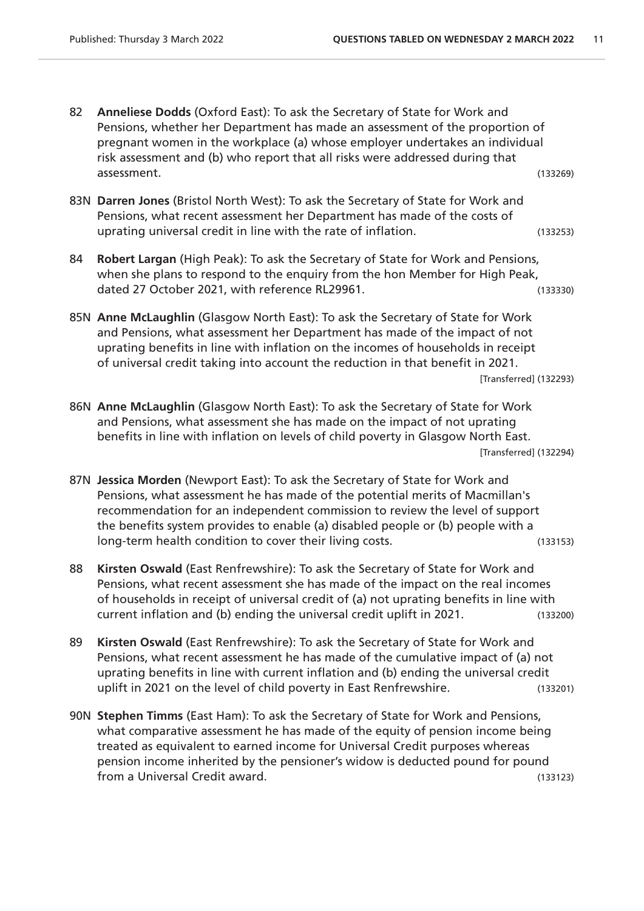82 **Anneliese Dodds** (Oxford East): To ask the Secretary of State for Work and Pensions, whether her Department has made an assessment of the proportion of pregnant women in the workplace (a) whose employer undertakes an individual risk assessment and (b) who report that all risks were addressed during that assessment. (133269)

83N **Darren Jones** (Bristol North West): To ask the Secretary of State for Work and Pensions, what recent assessment her Department has made of the costs of uprating universal credit in line with the rate of inflation. (133253)

84 **Robert Largan** (High Peak): To ask the Secretary of State for Work and Pensions, when she plans to respond to the enquiry from the hon Member for High Peak, dated 27 October 2021, with reference RL29961. (133330)

85N **Anne McLaughlin** (Glasgow North East): To ask the Secretary of State for Work and Pensions, what assessment her Department has made of the impact of not uprating benefits in line with inflation on the incomes of households in receipt of universal credit taking into account the reduction in that benefit in 2021. [Transferred] (132293)

86N **Anne McLaughlin** (Glasgow North East): To ask the Secretary of State for Work and Pensions, what assessment she has made on the impact of not uprating benefits in line with inflation on levels of child poverty in Glasgow North East. [Transferred] (132294)

87N **Jessica Morden** (Newport East): To ask the Secretary of State for Work and Pensions, what assessment he has made of the potential merits of Macmillan's recommendation for an independent commission to review the level of support the benefits system provides to enable (a) disabled people or (b) people with a long-term health condition to cover their living costs. (133153)

88 **Kirsten Oswald** (East Renfrewshire): To ask the Secretary of State for Work and Pensions, what recent assessment she has made of the impact on the real incomes of households in receipt of universal credit of (a) not uprating benefits in line with current inflation and (b) ending the universal credit uplift in 2021. (133200)

89 **Kirsten Oswald** (East Renfrewshire): To ask the Secretary of State for Work and Pensions, what recent assessment he has made of the cumulative impact of (a) not uprating benefits in line with current inflation and (b) ending the universal credit uplift in 2021 on the level of child poverty in East Renfrewshire. (133201)

90N **Stephen Timms** (East Ham): To ask the Secretary of State for Work and Pensions, what comparative assessment he has made of the equity of pension income being treated as equivalent to earned income for Universal Credit purposes whereas pension income inherited by the pensioner's widow is deducted pound for pound from a Universal Credit award. (133123)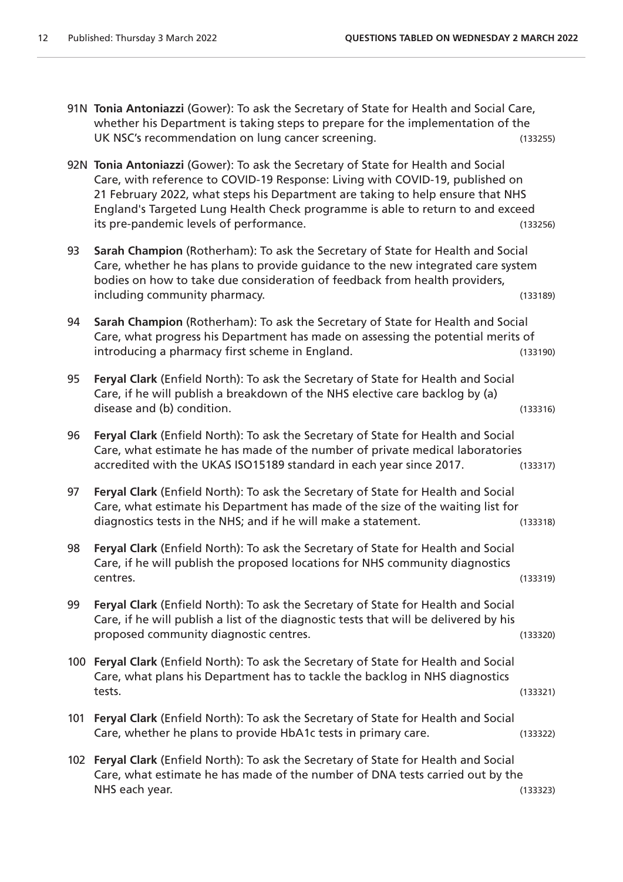91N **Tonia Antoniazzi** (Gower): To ask the Secretary of State for Health and Social Care, whether his Department is taking steps to prepare for the implementation of the UK NSC's recommendation on lung cancer screening. (133255)

92N **Tonia Antoniazzi** (Gower): To ask the Secretary of State for Health and Social Care, with reference to COVID-19 Response: Living with COVID-19, published on 21 February 2022, what steps his Department are taking to help ensure that NHS England's Targeted Lung Health Check programme is able to return to and exceed its pre-pandemic levels of performance. (133256)

93 **Sarah Champion** (Rotherham): To ask the Secretary of State for Health and Social Care, whether he has plans to provide guidance to the new integrated care system bodies on how to take due consideration of feedback from health providers, including community pharmacy. (133189)

94 **Sarah Champion** (Rotherham): To ask the Secretary of State for Health and Social Care, what progress his Department has made on assessing the potential merits of introducing a pharmacy first scheme in England. (133190)

95 **Feryal Clark** (Enfield North): To ask the Secretary of State for Health and Social Care, if he will publish a breakdown of the NHS elective care backlog by (a) disease and (b) condition. (133316)

96 **Feryal Clark** (Enfield North): To ask the Secretary of State for Health and Social Care, what estimate he has made of the number of private medical laboratories accredited with the UKAS ISO15189 standard in each year since 2017. (133317)

97 **Feryal Clark** (Enfield North): To ask the Secretary of State for Health and Social Care, what estimate his Department has made of the size of the waiting list for diagnostics tests in the NHS; and if he will make a statement. (133318)

98 **Feryal Clark** (Enfield North): To ask the Secretary of State for Health and Social Care, if he will publish the proposed locations for NHS community diagnostics centres. (133319)

99 **Feryal Clark** (Enfield North): To ask the Secretary of State for Health and Social Care, if he will publish a list of the diagnostic tests that will be delivered by his proposed community diagnostic centres. (133320)

100 **Feryal Clark** (Enfield North): To ask the Secretary of State for Health and Social Care, what plans his Department has to tackle the backlog in NHS diagnostics tests. (133321)

101 **Feryal Clark** (Enfield North): To ask the Secretary of State for Health and Social Care, whether he plans to provide HbA1c tests in primary care. (133322)

102 **Feryal Clark** (Enfield North): To ask the Secretary of State for Health and Social Care, what estimate he has made of the number of DNA tests carried out by the NHS each year. (133323)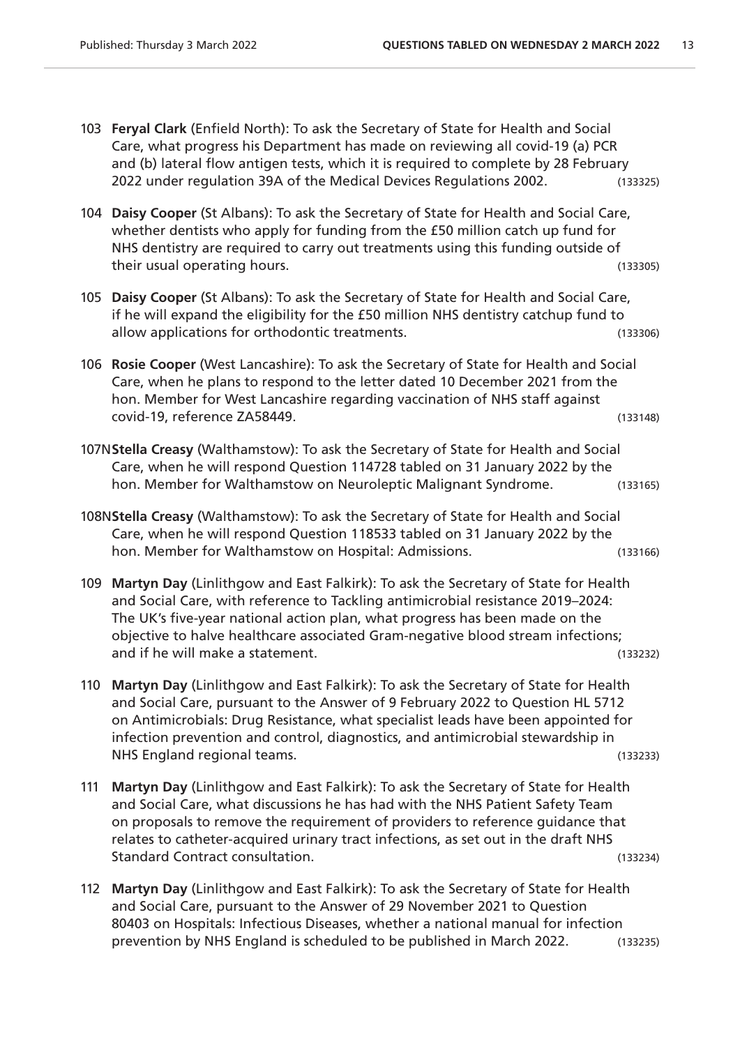103 **Feryal Clark** (Enfield North): To ask the Secretary of State for Health and Social Care, what progress his Department has made on reviewing all covid-19 (a) PCR and (b) lateral flow antigen tests, which it is required to complete by 28 February 2022 under regulation 39A of the Medical Devices Regulations 2002. (133325)

104 **Daisy Cooper** (St Albans): To ask the Secretary of State for Health and Social Care, whether dentists who apply for funding from the £50 million catch up fund for NHS dentistry are required to carry out treatments using this funding outside of their usual operating hours. (133305)

105 **Daisy Cooper** (St Albans): To ask the Secretary of State for Health and Social Care, if he will expand the eligibility for the £50 million NHS dentistry catchup fund to allow applications for orthodontic treatments. (133306)

106 **Rosie Cooper** (West Lancashire): To ask the Secretary of State for Health and Social Care, when he plans to respond to the letter dated 10 December 2021 from the hon. Member for West Lancashire regarding vaccination of NHS staff against covid-19, reference ZA58449. (133148)

107N **Stella Creasy** (Walthamstow): To ask the Secretary of State for Health and Social Care, when he will respond Question 114728 tabled on 31 January 2022 by the hon. Member for Walthamstow on Neuroleptic Malignant Syndrome. (133165)

108N **Stella Creasy** (Walthamstow): To ask the Secretary of State for Health and Social Care, when he will respond Question 118533 tabled on 31 January 2022 by the hon. Member for Walthamstow on Hospital: Admissions. (133166)

109 **Martyn Day** (Linlithgow and East Falkirk): To ask the Secretary of State for Health and Social Care, with reference to Tackling antimicrobial resistance 2019–2024: The UK's five-year national action plan, what progress has been made on the objective to halve healthcare associated Gram-negative blood stream infections; and if he will make a statement. (133232)

110 **Martyn Day** (Linlithgow and East Falkirk): To ask the Secretary of State for Health and Social Care, pursuant to the Answer of 9 February 2022 to Question HL 5712 on Antimicrobials: Drug Resistance, what specialist leads have been appointed for infection prevention and control, diagnostics, and antimicrobial stewardship in NHS England regional teams. (133233)

111 **Martyn Day** (Linlithgow and East Falkirk): To ask the Secretary of State for Health and Social Care, what discussions he has had with the NHS Patient Safety Team on proposals to remove the requirement of providers to reference guidance that relates to catheter-acquired urinary tract infections, as set out in the draft NHS Standard Contract consultation. (133234)

112 **Martyn Day** (Linlithgow and East Falkirk): To ask the Secretary of State for Health and Social Care, pursuant to the Answer of 29 November 2021 to Question 80403 on Hospitals: Infectious Diseases, whether a national manual for infection prevention by NHS England is scheduled to be published in March 2022. (133235)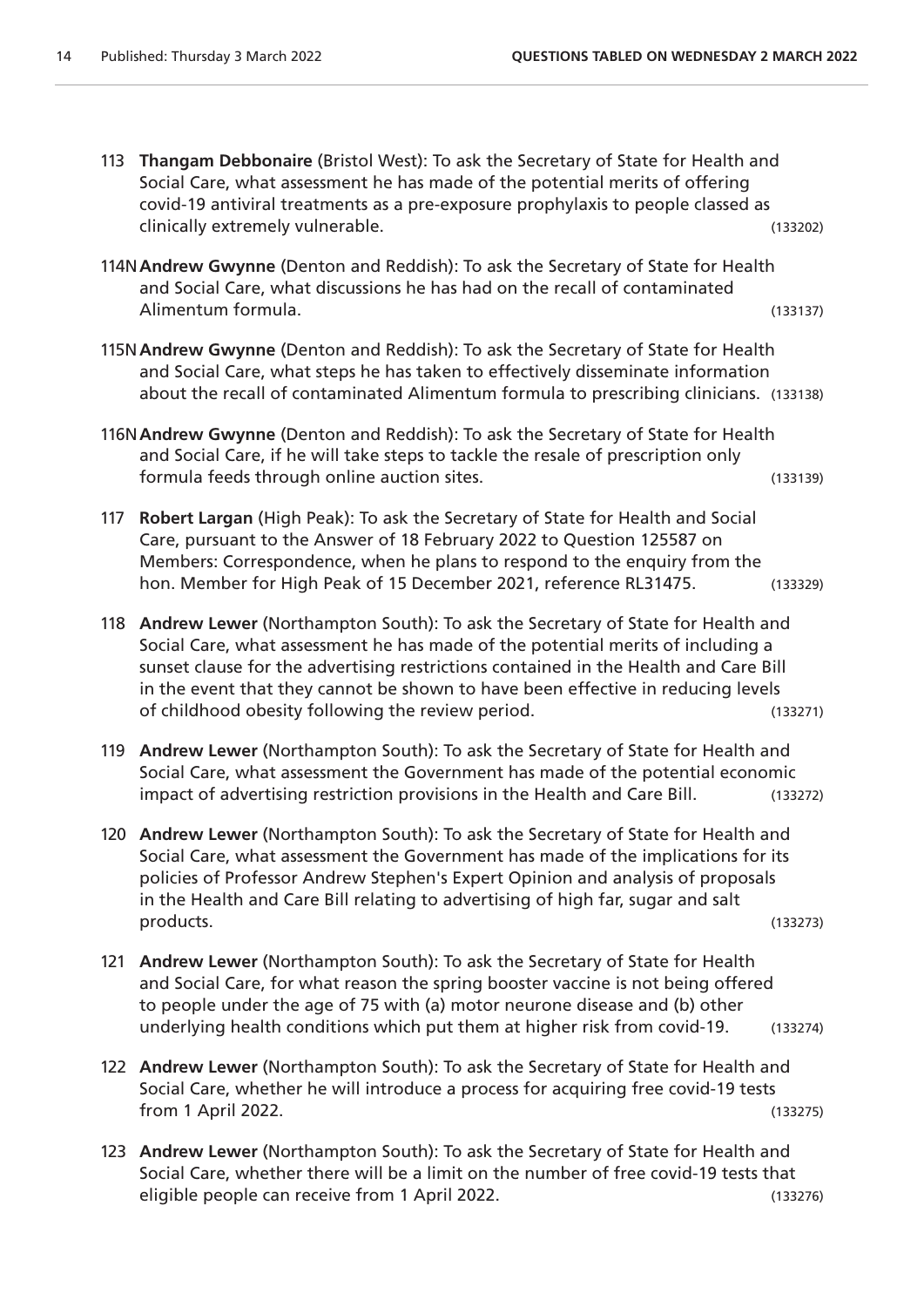113 **Thangam Debbonaire** (Bristol West): To ask the Secretary of State for Health and Social Care, what assessment he has made of the potential merits of offering covid-19 antiviral treatments as a pre-exposure prophylaxis to people classed as clinically extremely vulnerable. (133202)

114N **Andrew Gwynne** (Denton and Reddish): To ask the Secretary of State for Health and Social Care, what discussions he has had on the recall of contaminated Alimentum formula. (133137)

115N **Andrew Gwynne** (Denton and Reddish): To ask the Secretary of State for Health and Social Care, what steps he has taken to effectively disseminate information about the recall of contaminated Alimentum formula to prescribing clinicians. (133138)

116N **Andrew Gwynne** (Denton and Reddish): To ask the Secretary of State for Health and Social Care, if he will take steps to tackle the resale of prescription only formula feeds through online auction sites. (133139)

117 **Robert Largan** (High Peak): To ask the Secretary of State for Health and Social Care, pursuant to the Answer of 18 February 2022 to Question 125587 on Members: Correspondence, when he plans to respond to the enquiry from the hon. Member for High Peak of 15 December 2021, reference RL31475. (133329)

118 **Andrew Lewer** (Northampton South): To ask the Secretary of State for Health and Social Care, what assessment he has made of the potential merits of including a sunset clause for the advertising restrictions contained in the Health and Care Bill in the event that they cannot be shown to have been effective in reducing levels of childhood obesity following the review period. (133271)

119 **Andrew Lewer** (Northampton South): To ask the Secretary of State for Health and Social Care, what assessment the Government has made of the potential economic impact of advertising restriction provisions in the Health and Care Bill. (133272)

120 **Andrew Lewer** (Northampton South): To ask the Secretary of State for Health and Social Care, what assessment the Government has made of the implications for its policies of Professor Andrew Stephen's Expert Opinion and analysis of proposals in the Health and Care Bill relating to advertising of high far, sugar and salt products. (133273)

121 **Andrew Lewer** (Northampton South): To ask the Secretary of State for Health and Social Care, for what reason the spring booster vaccine is not being offered to people under the age of 75 with (a) motor neurone disease and (b) other underlying health conditions which put them at higher risk from covid-19. (133274)

122 **Andrew Lewer** (Northampton South): To ask the Secretary of State for Health and Social Care, whether he will introduce a process for acquiring free covid-19 tests from 1 April 2022. (133275)

123 **Andrew Lewer** (Northampton South): To ask the Secretary of State for Health and Social Care, whether there will be a limit on the number of free covid-19 tests that eligible people can receive from 1 April 2022. (133276)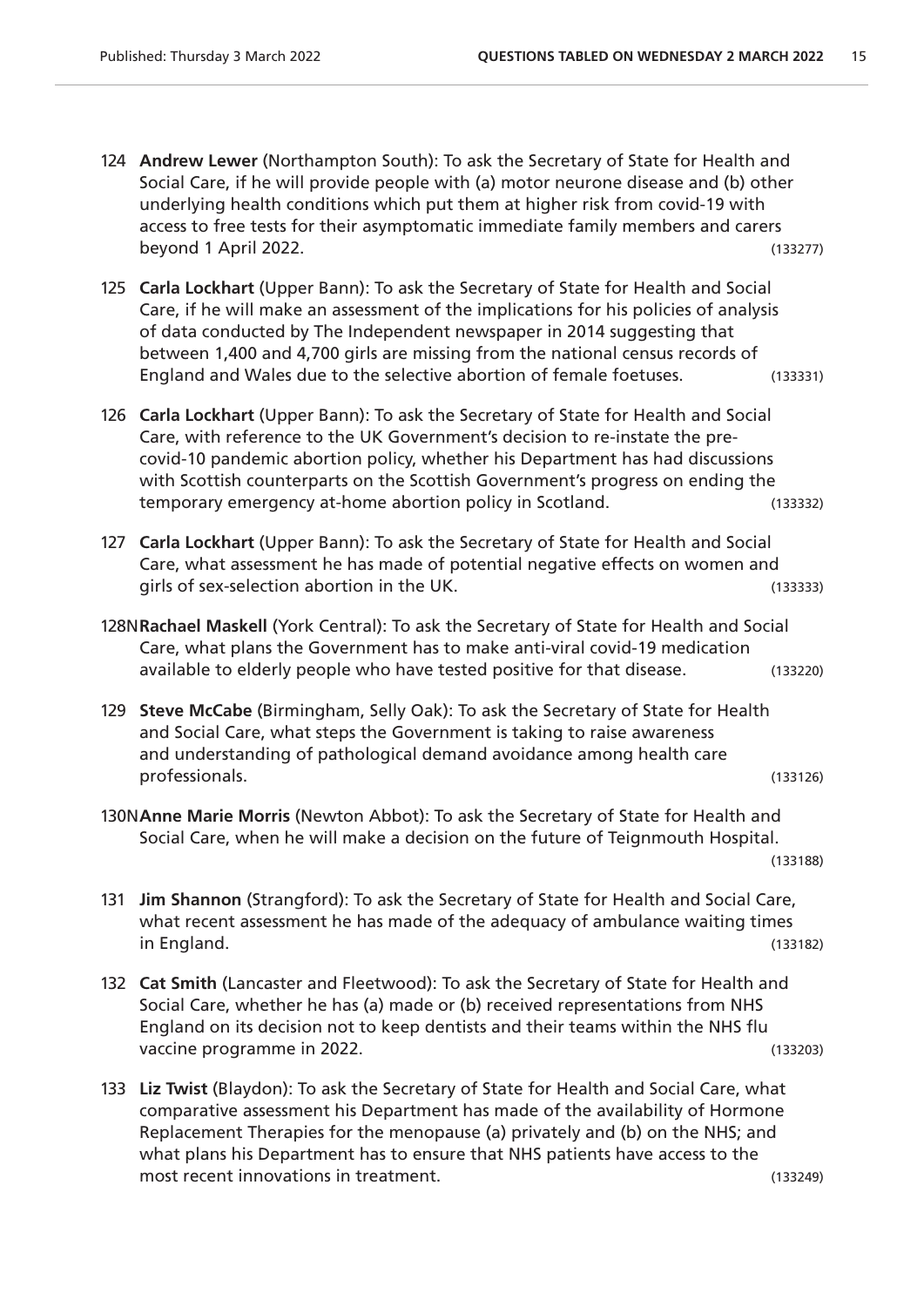124 **Andrew Lewer** (Northampton South): To ask the Secretary of State for Health and Social Care, if he will provide people with (a) motor neurone disease and (b) other underlying health conditions which put them at higher risk from covid-19 with access to free tests for their asymptomatic immediate family members and carers beyond 1 April 2022. (133277)

125 **Carla Lockhart** (Upper Bann): To ask the Secretary of State for Health and Social Care, if he will make an assessment of the implications for his policies of analysis of data conducted by The Independent newspaper in 2014 suggesting that between 1,400 and 4,700 girls are missing from the national census records of England and Wales due to the selective abortion of female foetuses. (133331)

126 **Carla Lockhart** (Upper Bann): To ask the Secretary of State for Health and Social Care, with reference to the UK Government's decision to re-instate the pre-covid-10 pandemic abortion policy, whether his Department has had discussions with Scottish counterparts on the Scottish Government's progress on ending the temporary emergency at-home abortion policy in Scotland. (133332)

127 **Carla Lockhart** (Upper Bann): To ask the Secretary of State for Health and Social Care, what assessment he has made of potential negative effects on women and girls of sex-selection abortion in the UK. (133333)

128N **Rachael Maskell** (York Central): To ask the Secretary of State for Health and Social Care, what plans the Government has to make anti-viral covid-19 medication available to elderly people who have tested positive for that disease. (133220)

129 **Steve McCabe** (Birmingham, Selly Oak): To ask the Secretary of State for Health and Social Care, what steps the Government is taking to raise awareness and understanding of pathological demand avoidance among health care professionals. (133126)

130N **Anne Marie Morris** (Newton Abbot): To ask the Secretary of State for Health and Social Care, when he will make a decision on the future of Teignmouth Hospital. (133188)

131 **Jim Shannon** (Strangford): To ask the Secretary of State for Health and Social Care, what recent assessment he has made of the adequacy of ambulance waiting times in England. (133182)

132 **Cat Smith** (Lancaster and Fleetwood): To ask the Secretary of State for Health and Social Care, whether he has (a) made or (b) received representations from NHS England on its decision not to keep dentists and their teams within the NHS flu vaccine programme in 2022. (133203)

133 **Liz Twist** (Blaydon): To ask the Secretary of State for Health and Social Care, what comparative assessment his Department has made of the availability of Hormone Replacement Therapies for the menopause (a) privately and (b) on the NHS; and what plans his Department has to ensure that NHS patients have access to the most recent innovations in treatment. (133249)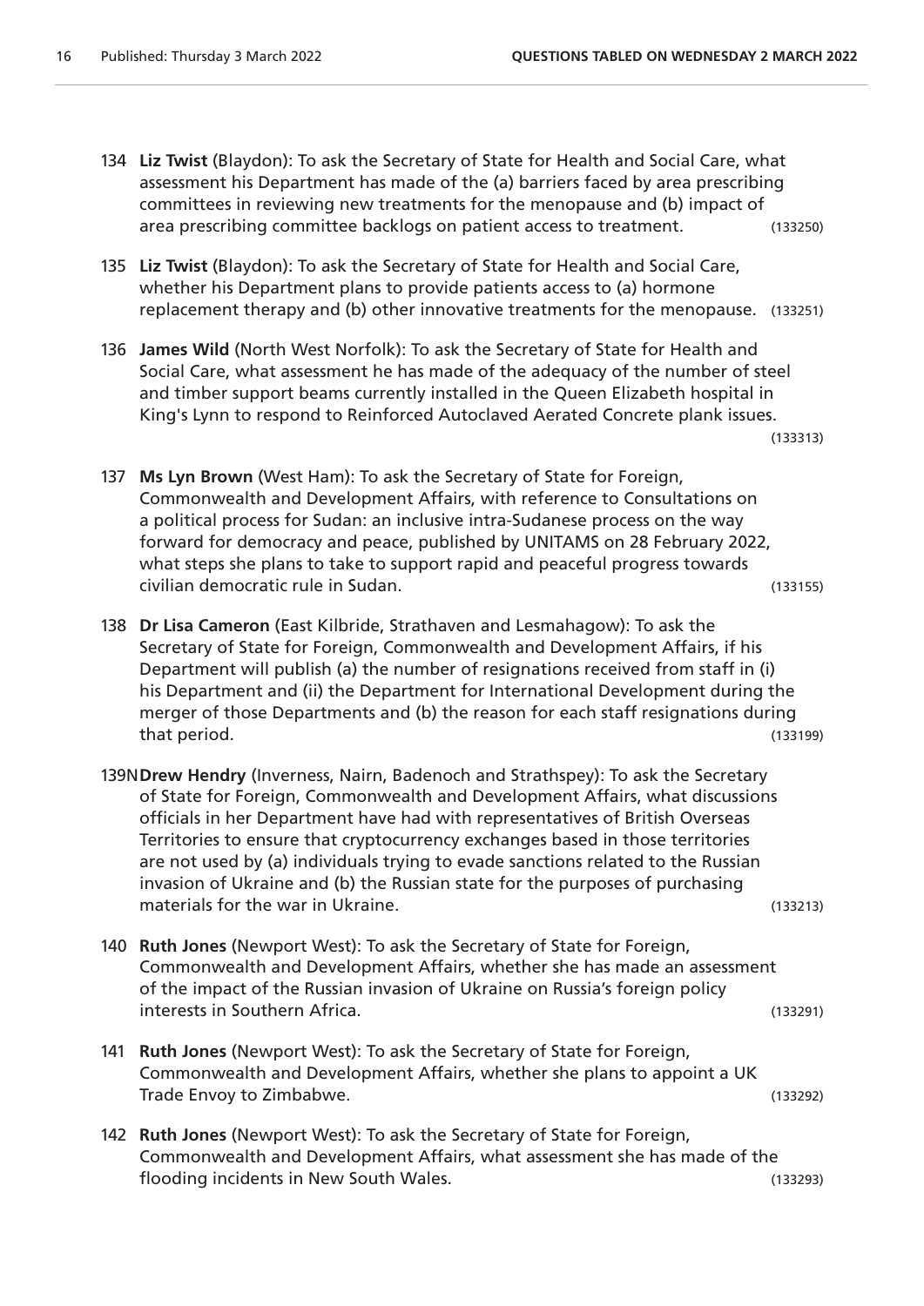134 **Liz Twist** (Blaydon): To ask the Secretary of State for Health and Social Care, what assessment his Department has made of the (a) barriers faced by area prescribing committees in reviewing new treatments for the menopause and (b) impact of area prescribing committee backlogs on patient access to treatment. (133250)

135 **Liz Twist** (Blaydon): To ask the Secretary of State for Health and Social Care, whether his Department plans to provide patients access to (a) hormone replacement therapy and (b) other innovative treatments for the menopause. (133251)

136 **James Wild** (North West Norfolk): To ask the Secretary of State for Health and Social Care, what assessment he has made of the adequacy of the number of steel and timber support beams currently installed in the Queen Elizabeth hospital in King's Lynn to respond to Reinforced Autoclaved Aerated Concrete plank issues. (133313)

137 **Ms Lyn Brown** (West Ham): To ask the Secretary of State for Foreign, Commonwealth and Development Affairs, with reference to Consultations on a political process for Sudan: an inclusive intra-Sudanese process on the way forward for democracy and peace, published by UNITAMS on 28 February 2022, what steps she plans to take to support rapid and peaceful progress towards civilian democratic rule in Sudan. (133155)

138 **Dr Lisa Cameron** (East Kilbride, Strathaven and Lesmahagow): To ask the Secretary of State for Foreign, Commonwealth and Development Affairs, if his Department will publish (a) the number of resignations received from staff in (i) his Department and (ii) the Department for International Development during the merger of those Departments and (b) the reason for each staff resignations during that period. (133199)

139N **Drew Hendry** (Inverness, Nairn, Badenoch and Strathspey): To ask the Secretary of State for Foreign, Commonwealth and Development Affairs, what discussions officials in her Department have had with representatives of British Overseas Territories to ensure that cryptocurrency exchanges based in those territories are not used by (a) individuals trying to evade sanctions related to the Russian invasion of Ukraine and (b) the Russian state for the purposes of purchasing materials for the war in Ukraine. (133213)

140 **Ruth Jones** (Newport West): To ask the Secretary of State for Foreign, Commonwealth and Development Affairs, whether she has made an assessment of the impact of the Russian invasion of Ukraine on Russia's foreign policy interests in Southern Africa. (133291)

141 **Ruth Jones** (Newport West): To ask the Secretary of State for Foreign, Commonwealth and Development Affairs, whether she plans to appoint a UK Trade Envoy to Zimbabwe. (133292)

142 **Ruth Jones** (Newport West): To ask the Secretary of State for Foreign, Commonwealth and Development Affairs, what assessment she has made of the flooding incidents in New South Wales. (133293)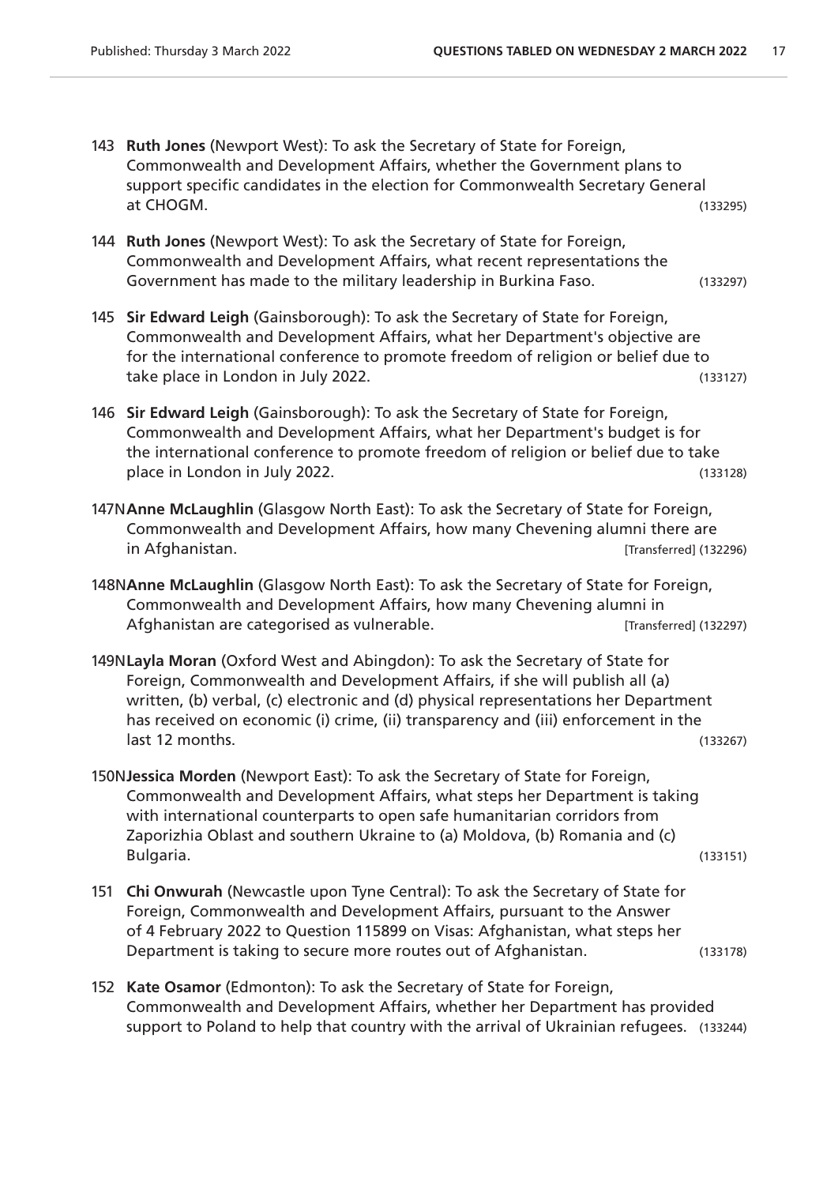143 **Ruth Jones** (Newport West): To ask the Secretary of State for Foreign, Commonwealth and Development Affairs, whether the Government plans to support specific candidates in the election for Commonwealth Secretary General at CHOGM. (133295)

144 **Ruth Jones** (Newport West): To ask the Secretary of State for Foreign, Commonwealth and Development Affairs, what recent representations the Government has made to the military leadership in Burkina Faso. (133297)

145 **Sir Edward Leigh** (Gainsborough): To ask the Secretary of State for Foreign, Commonwealth and Development Affairs, what her Department's objective are for the international conference to promote freedom of religion or belief due to take place in London in July 2022. (133127)

146 **Sir Edward Leigh** (Gainsborough): To ask the Secretary of State for Foreign, Commonwealth and Development Affairs, what her Department's budget is for the international conference to promote freedom of religion or belief due to take place in London in July 2022. (133128)

147N **Anne McLaughlin** (Glasgow North East): To ask the Secretary of State for Foreign, Commonwealth and Development Affairs, how many Chevening alumni there are in Afghanistan. [Transferred] (132296)

148N **Anne McLaughlin** (Glasgow North East): To ask the Secretary of State for Foreign, Commonwealth and Development Affairs, how many Chevening alumni in Afghanistan are categorised as vulnerable. [Transferred] (132297)

149N **Layla Moran** (Oxford West and Abingdon): To ask the Secretary of State for Foreign, Commonwealth and Development Affairs, if she will publish all (a) written, (b) verbal, (c) electronic and (d) physical representations her Department has received on economic (i) crime, (ii) transparency and (iii) enforcement in the last 12 months. (133267)

150N **Jessica Morden** (Newport East): To ask the Secretary of State for Foreign, Commonwealth and Development Affairs, what steps her Department is taking with international counterparts to open safe humanitarian corridors from Zaporizhia Oblast and southern Ukraine to (a) Moldova, (b) Romania and (c) Bulgaria. (133151)

151 **Chi Onwurah** (Newcastle upon Tyne Central): To ask the Secretary of State for Foreign, Commonwealth and Development Affairs, pursuant to the Answer of 4 February 2022 to Question 115899 on Visas: Afghanistan, what steps her Department is taking to secure more routes out of Afghanistan. (133178)

152 **Kate Osamor** (Edmonton): To ask the Secretary of State for Foreign, Commonwealth and Development Affairs, whether her Department has provided support to Poland to help that country with the arrival of Ukrainian refugees. (133244)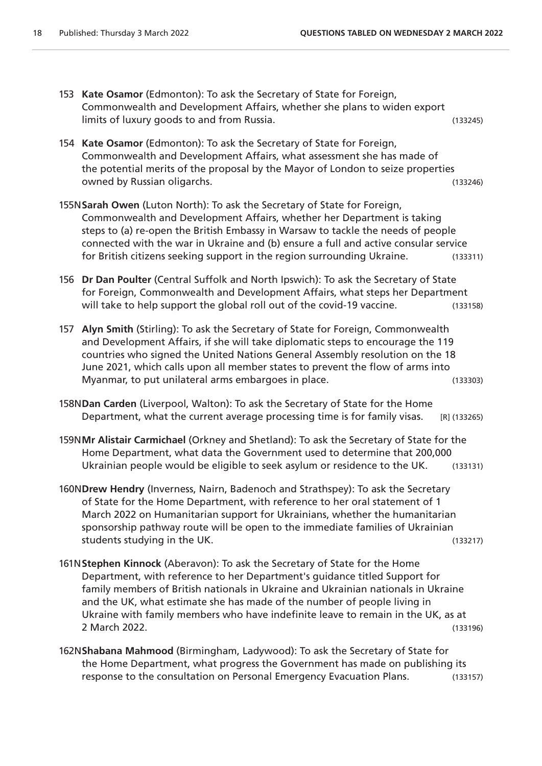153 **Kate Osamor** (Edmonton): To ask the Secretary of State for Foreign, Commonwealth and Development Affairs, whether she plans to widen export limits of luxury goods to and from Russia. (133245)

154 **Kate Osamor** (Edmonton): To ask the Secretary of State for Foreign, Commonwealth and Development Affairs, what assessment she has made of the potential merits of the proposal by the Mayor of London to seize properties owned by Russian oligarchs. (133246)

155N **Sarah Owen** (Luton North): To ask the Secretary of State for Foreign, Commonwealth and Development Affairs, whether her Department is taking steps to (a) re-open the British Embassy in Warsaw to tackle the needs of people connected with the war in Ukraine and (b) ensure a full and active consular service for British citizens seeking support in the region surrounding Ukraine. (133311)

156 **Dr Dan Poulter** (Central Suffolk and North Ipswich): To ask the Secretary of State for Foreign, Commonwealth and Development Affairs, what steps her Department will take to help support the global roll out of the covid-19 vaccine. (133158)

157 **Alyn Smith** (Stirling): To ask the Secretary of State for Foreign, Commonwealth and Development Affairs, if she will take diplomatic steps to encourage the 119 countries who signed the United Nations General Assembly resolution on the 18 June 2021, which calls upon all member states to prevent the flow of arms into Myanmar, to put unilateral arms embargoes in place. (133303)

158N **Dan Carden** (Liverpool, Walton): To ask the Secretary of State for the Home Department, what the current average processing time is for family visas. [R] (133265)

159N **Mr Alistair Carmichael** (Orkney and Shetland): To ask the Secretary of State for the Home Department, what data the Government used to determine that 200,000 Ukrainian people would be eligible to seek asylum or residence to the UK. (133131)

160N **Drew Hendry** (Inverness, Nairn, Badenoch and Strathspey): To ask the Secretary of State for the Home Department, with reference to her oral statement of 1 March 2022 on Humanitarian support for Ukrainians, whether the humanitarian sponsorship pathway route will be open to the immediate families of Ukrainian students studying in the UK. (132217)

161N **Stephen Kinnock** (Aberavon): To ask the Secretary of State for the Home Department, with reference to her Department's guidance titled Support for family members of British nationals in Ukraine and Ukrainian nationals in Ukraine and the UK, what estimate she has made of the number of people living in Ukraine with family members who have indefinite leave to remain in the UK, as at 2 March 2022. (133196)

162N **Shabana Mahmood** (Birmingham, Ladywood): To ask the Secretary of State for the Home Department, what progress the Government has made on publishing its response to the consultation on Personal Emergency Evacuation Plans. (133157)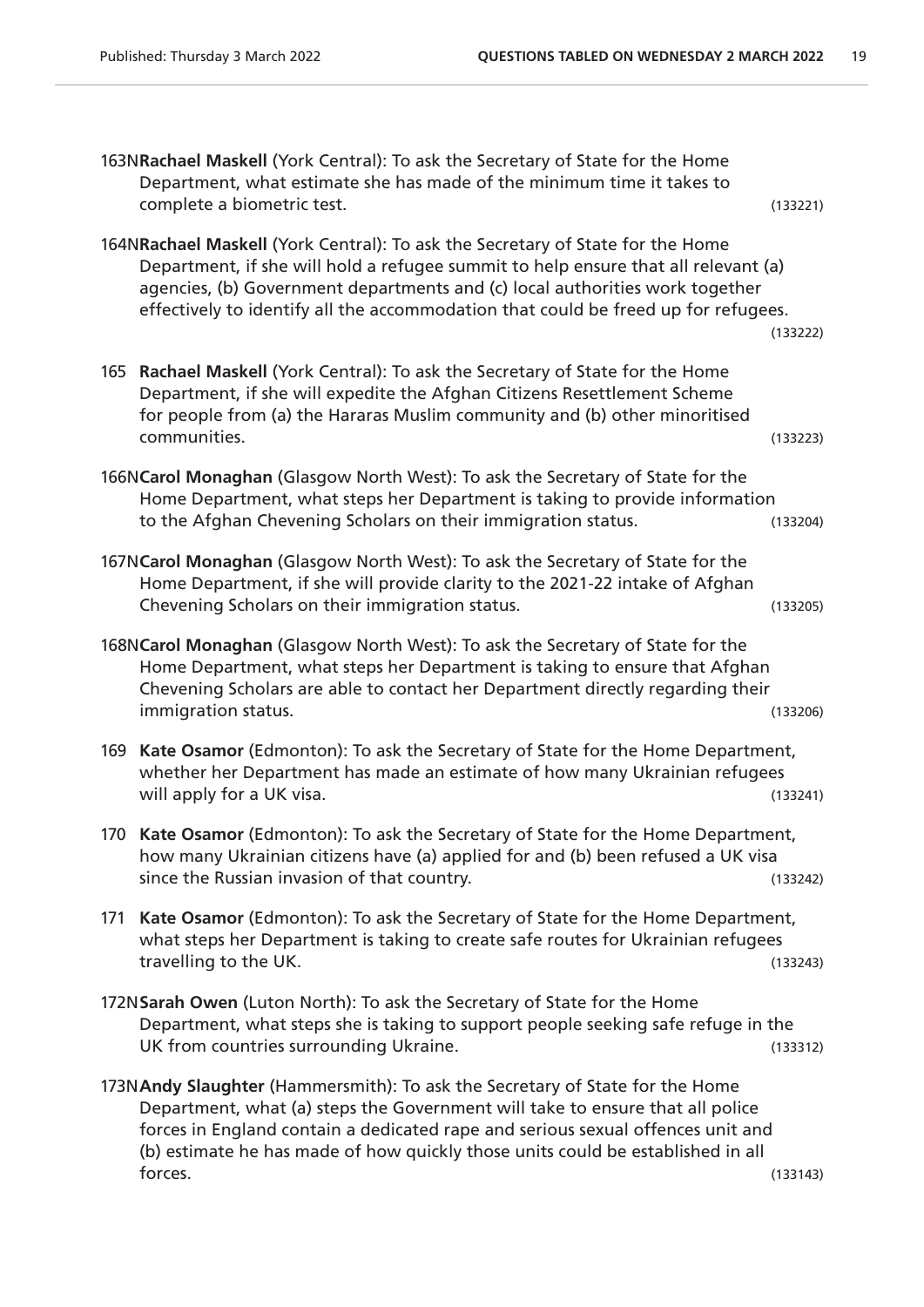163N**Rachael Maskell** (York Central): To ask the Secretary of State for the Home Department, what estimate she has made of the minimum time it takes to complete a biometric test. (133221)

164N**Rachael Maskell** (York Central): To ask the Secretary of State for the Home Department, if she will hold a refugee summit to help ensure that all relevant (a) agencies, (b) Government departments and (c) local authorities work together effectively to identify all the accommodation that could be freed up for refugees. (133222)

165 **Rachael Maskell** (York Central): To ask the Secretary of State for the Home Department, if she will expedite the Afghan Citizens Resettlement Scheme for people from (a) the Hararas Muslim community and (b) other minoritised communities. (133223)

166N**Carol Monaghan** (Glasgow North West): To ask the Secretary of State for the Home Department, what steps her Department is taking to provide information to the Afghan Chevening Scholars on their immigration status. (133204)

167N**Carol Monaghan** (Glasgow North West): To ask the Secretary of State for the Home Department, if she will provide clarity to the 2021-22 intake of Afghan Chevening Scholars on their immigration status. (133205)

168N**Carol Monaghan** (Glasgow North West): To ask the Secretary of State for the Home Department, what steps her Department is taking to ensure that Afghan Chevening Scholars are able to contact her Department directly regarding their immigration status. (133206)

169 **Kate Osamor** (Edmonton): To ask the Secretary of State for the Home Department, whether her Department has made an estimate of how many Ukrainian refugees will apply for a UK visa. (133241)

170 **Kate Osamor** (Edmonton): To ask the Secretary of State for the Home Department, how many Ukrainian citizens have (a) applied for and (b) been refused a UK visa since the Russian invasion of that country. (133242)

171 **Kate Osamor** (Edmonton): To ask the Secretary of State for the Home Department, what steps her Department is taking to create safe routes for Ukrainian refugees travelling to the UK. (133243)

172N**Sarah Owen** (Luton North): To ask the Secretary of State for the Home Department, what steps she is taking to support people seeking safe refuge in the UK from countries surrounding Ukraine. (133312)

173N**Andy Slaughter** (Hammersmith): To ask the Secretary of State for the Home Department, what (a) steps the Government will take to ensure that all police forces in England contain a dedicated rape and serious sexual offences unit and (b) estimate he has made of how quickly those units could be established in all forces. (133143)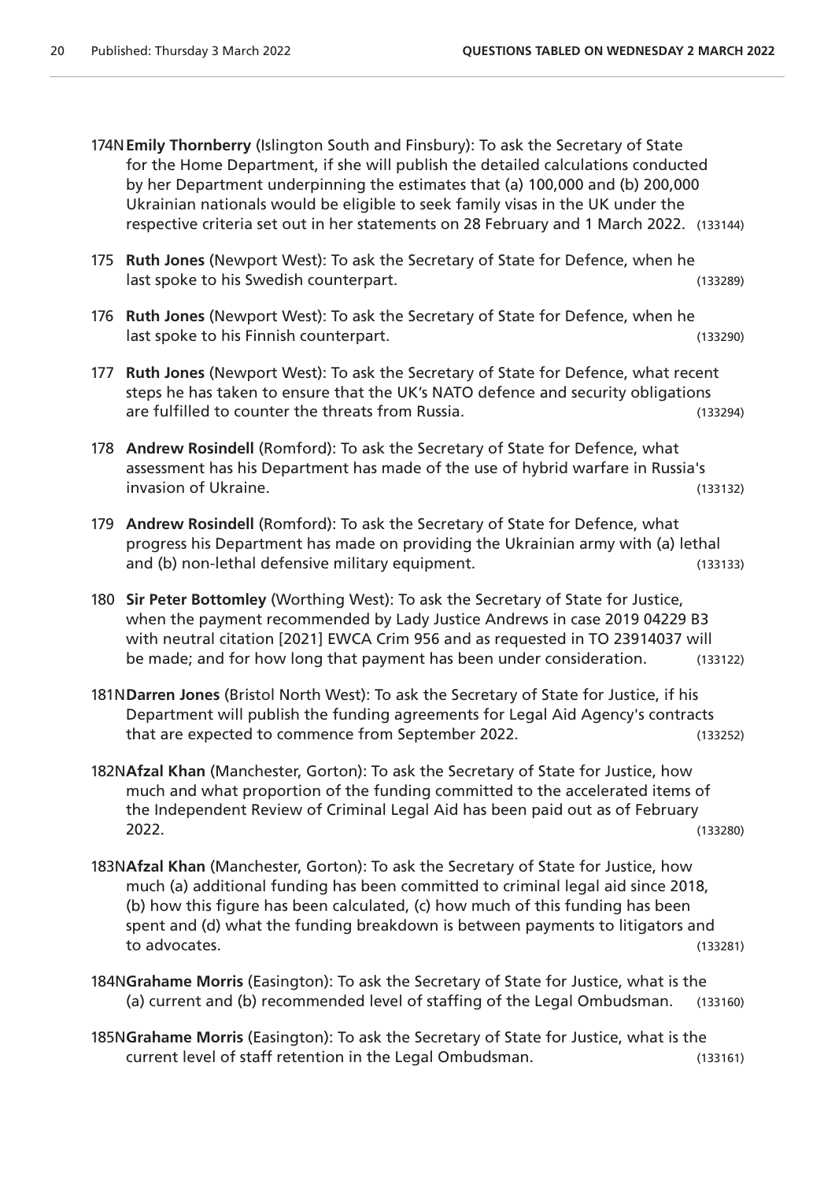174N **Emily Thornberry** (Islington South and Finsbury): To ask the Secretary of State for the Home Department, if she will publish the detailed calculations conducted by her Department underpinning the estimates that (a) 100,000 and (b) 200,000 Ukrainian nationals would be eligible to seek family visas in the UK under the respective criteria set out in her statements on 28 February and 1 March 2022. (133144)

175 **Ruth Jones** (Newport West): To ask the Secretary of State for Defence, when he last spoke to his Swedish counterpart. (133289)

176 **Ruth Jones** (Newport West): To ask the Secretary of State for Defence, when he last spoke to his Finnish counterpart. (133290)

177 **Ruth Jones** (Newport West): To ask the Secretary of State for Defence, what recent steps he has taken to ensure that the UK's NATO defence and security obligations are fulfilled to counter the threats from Russia. (133294)

178 **Andrew Rosindell** (Romford): To ask the Secretary of State for Defence, what assessment has his Department has made of the use of hybrid warfare in Russia's invasion of Ukraine. (133132)

179 **Andrew Rosindell** (Romford): To ask the Secretary of State for Defence, what progress his Department has made on providing the Ukrainian army with (a) lethal and (b) non-lethal defensive military equipment. (133133)

180 **Sir Peter Bottomley** (Worthing West): To ask the Secretary of State for Justice, when the payment recommended by Lady Justice Andrews in case 2019 04229 B3 with neutral citation [2021] EWCA Crim 956 and as requested in TO 23914037 will be made; and for how long that payment has been under consideration. (133122)

181N **Darren Jones** (Bristol North West): To ask the Secretary of State for Justice, if his Department will publish the funding agreements for Legal Aid Agency's contracts that are expected to commence from September 2022. (133252)

182N **Afzal Khan** (Manchester, Gorton): To ask the Secretary of State for Justice, how much and what proportion of the funding committed to the accelerated items of the Independent Review of Criminal Legal Aid has been paid out as of February 2022. (133280)

183N **Afzal Khan** (Manchester, Gorton): To ask the Secretary of State for Justice, how much (a) additional funding has been committed to criminal legal aid since 2018, (b) how this figure has been calculated, (c) how much of this funding has been spent and (d) what the funding breakdown is between payments to litigators and to advocates. (133281)

184N **Grahame Morris** (Easington): To ask the Secretary of State for Justice, what is the (a) current and (b) recommended level of staffing of the Legal Ombudsman. (133160)

185N **Grahame Morris** (Easington): To ask the Secretary of State for Justice, what is the current level of staff retention in the Legal Ombudsman. (133161)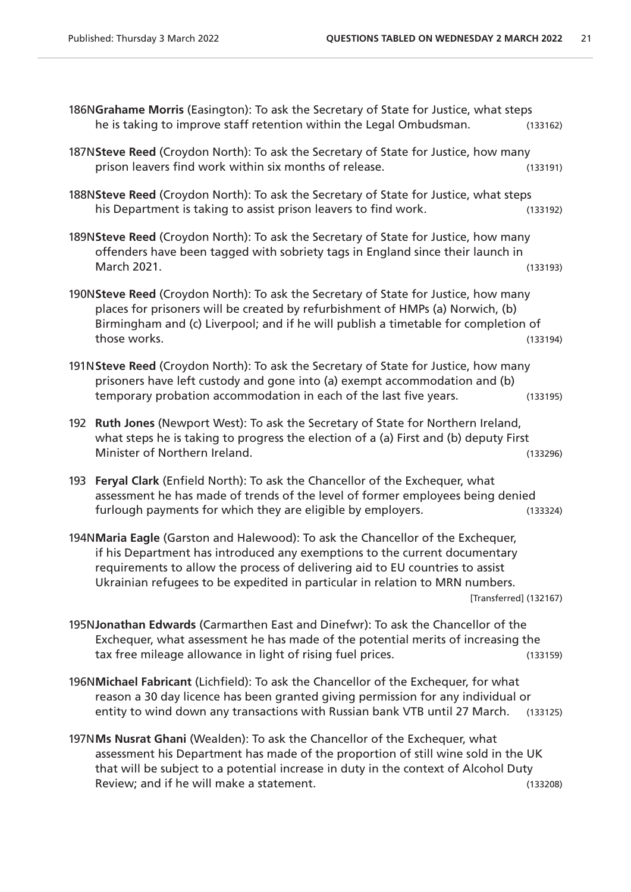186N**Grahame Morris** (Easington): To ask the Secretary of State for Justice, what steps he is taking to improve staff retention within the Legal Ombudsman. (133162)

187N**Steve Reed** (Croydon North): To ask the Secretary of State for Justice, how many prison leavers find work within six months of release. (133191)

188N**Steve Reed** (Croydon North): To ask the Secretary of State for Justice, what steps his Department is taking to assist prison leavers to find work. (133192)

189N**Steve Reed** (Croydon North): To ask the Secretary of State for Justice, how many offenders have been tagged with sobriety tags in England since their launch in March 2021. (133193)

190N**Steve Reed** (Croydon North): To ask the Secretary of State for Justice, how many places for prisoners will be created by refurbishment of HMPs (a) Norwich, (b) Birmingham and (c) Liverpool; and if he will publish a timetable for completion of those works. (133194)

191N**Steve Reed** (Croydon North): To ask the Secretary of State for Justice, how many prisoners have left custody and gone into (a) exempt accommodation and (b) temporary probation accommodation in each of the last five years. (133195)

192 **Ruth Jones** (Newport West): To ask the Secretary of State for Northern Ireland, what steps he is taking to progress the election of a (a) First and (b) deputy First Minister of Northern Ireland. (133296)

193 **Feryal Clark** (Enfield North): To ask the Chancellor of the Exchequer, what assessment he has made of trends of the level of former employees being denied furlough payments for which they are eligible by employers. (133324)

194N**Maria Eagle** (Garston and Halewood): To ask the Chancellor of the Exchequer, if his Department has introduced any exemptions to the current documentary requirements to allow the process of delivering aid to EU countries to assist Ukrainian refugees to be expedited in particular in relation to MRN numbers. [Transferred] (132167)

195N**Jonathan Edwards** (Carmarthen East and Dinefwr): To ask the Chancellor of the Exchequer, what assessment he has made of the potential merits of increasing the tax free mileage allowance in light of rising fuel prices. (133159)

196N**Michael Fabricant** (Lichfield): To ask the Chancellor of the Exchequer, for what reason a 30 day licence has been granted giving permission for any individual or entity to wind down any transactions with Russian bank VTB until 27 March. (133125)

197N**Ms Nusrat Ghani** (Wealden): To ask the Chancellor of the Exchequer, what assessment his Department has made of the proportion of still wine sold in the UK that will be subject to a potential increase in duty in the context of Alcohol Duty Review; and if he will make a statement. (133208)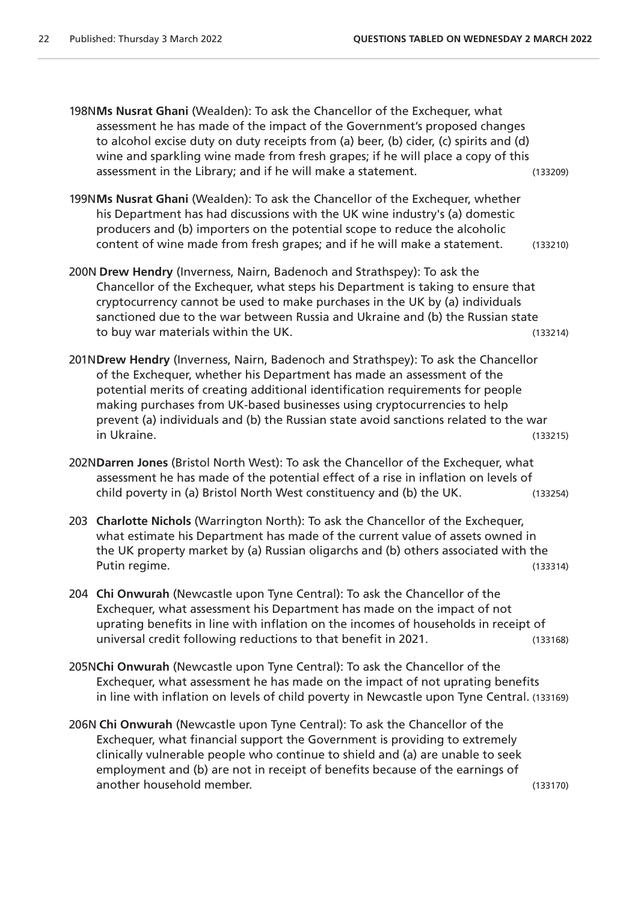198N**Ms Nusrat Ghani** (Wealden): To ask the Chancellor of the Exchequer, what assessment he has made of the impact of the Government's proposed changes to alcohol excise duty on duty receipts from (a) beer, (b) cider, (c) spirits and (d) wine and sparkling wine made from fresh grapes; if he will place a copy of this assessment in the Library; and if he will make a statement. (133209)

199N**Ms Nusrat Ghani** (Wealden): To ask the Chancellor of the Exchequer, whether his Department has had discussions with the UK wine industry's (a) domestic producers and (b) importers on the potential scope to reduce the alcoholic content of wine made from fresh grapes; and if he will make a statement. (133210)

200N **Drew Hendry** (Inverness, Nairn, Badenoch and Strathspey): To ask the Chancellor of the Exchequer, what steps his Department is taking to ensure that cryptocurrency cannot be used to make purchases in the UK by (a) individuals sanctioned due to the war between Russia and Ukraine and (b) the Russian state to buy war materials within the UK. (133214)

201N**Drew Hendry** (Inverness, Nairn, Badenoch and Strathspey): To ask the Chancellor of the Exchequer, whether his Department has made an assessment of the potential merits of creating additional identification requirements for people making purchases from UK-based businesses using cryptocurrencies to help prevent (a) individuals and (b) the Russian state avoid sanctions related to the war in Ukraine. (133215)

202N**Darren Jones** (Bristol North West): To ask the Chancellor of the Exchequer, what assessment he has made of the potential effect of a rise in inflation on levels of child poverty in (a) Bristol North West constituency and (b) the UK. (133254)

203 **Charlotte Nichols** (Warrington North): To ask the Chancellor of the Exchequer, what estimate his Department has made of the current value of assets owned in the UK property market by (a) Russian oligarchs and (b) others associated with the Putin regime. (133314)

204 **Chi Onwurah** (Newcastle upon Tyne Central): To ask the Chancellor of the Exchequer, what assessment his Department has made on the impact of not uprating benefits in line with inflation on the incomes of households in receipt of universal credit following reductions to that benefit in 2021. (133168)

205N**Chi Onwurah** (Newcastle upon Tyne Central): To ask the Chancellor of the Exchequer, what assessment he has made on the impact of not uprating benefits in line with inflation on levels of child poverty in Newcastle upon Tyne Central. (133169)

206N **Chi Onwurah** (Newcastle upon Tyne Central): To ask the Chancellor of the Exchequer, what financial support the Government is providing to extremely clinically vulnerable people who continue to shield and (a) are unable to seek employment and (b) are not in receipt of benefits because of the earnings of another household member. (133170)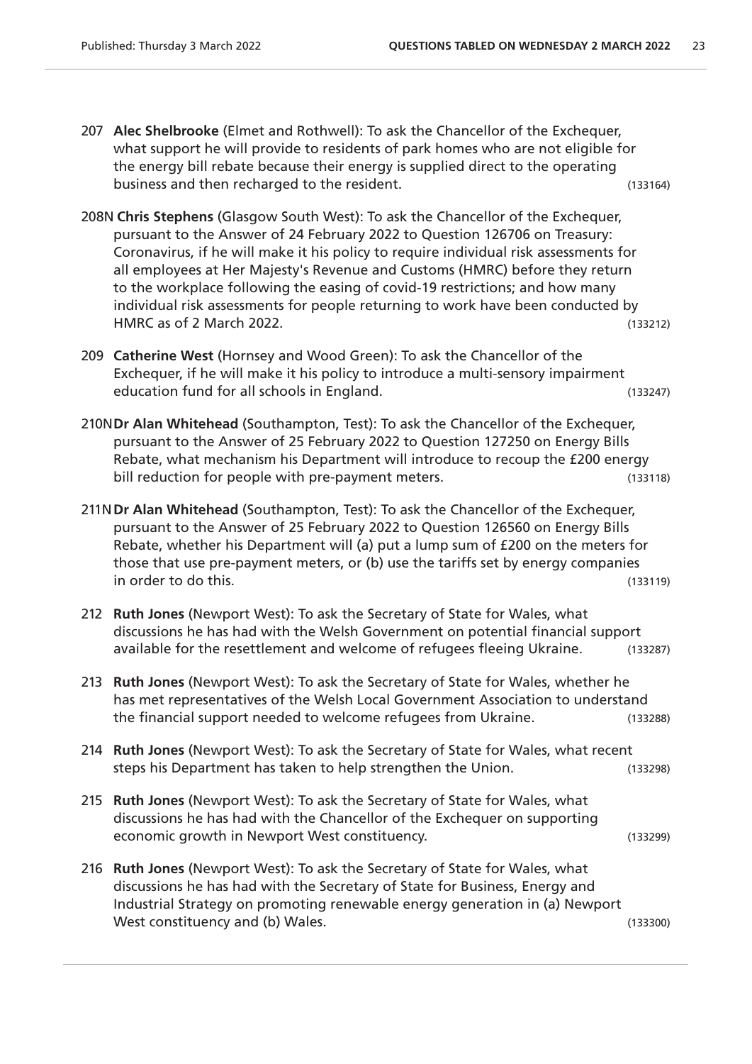207 **Alec Shelbrooke** (Elmet and Rothwell): To ask the Chancellor of the Exchequer, what support he will provide to residents of park homes who are not eligible for the energy bill rebate because their energy is supplied direct to the operating business and then recharged to the resident. (133164)

208N **Chris Stephens** (Glasgow South West): To ask the Chancellor of the Exchequer, pursuant to the Answer of 24 February 2022 to Question 126706 on Treasury: Coronavirus, if he will make it his policy to require individual risk assessments for all employees at Her Majesty's Revenue and Customs (HMRC) before they return to the workplace following the easing of covid-19 restrictions; and how many individual risk assessments for people returning to work have been conducted by HMRC as of 2 March 2022. (133212)

209 **Catherine West** (Hornsey and Wood Green): To ask the Chancellor of the Exchequer, if he will make it his policy to introduce a multi-sensory impairment education fund for all schools in England. (133247)

210N **Dr Alan Whitehead** (Southampton, Test): To ask the Chancellor of the Exchequer, pursuant to the Answer of 25 February 2022 to Question 127250 on Energy Bills Rebate, what mechanism his Department will introduce to recoup the £200 energy bill reduction for people with pre-payment meters. (133118)

211N **Dr Alan Whitehead** (Southampton, Test): To ask the Chancellor of the Exchequer, pursuant to the Answer of 25 February 2022 to Question 126560 on Energy Bills Rebate, whether his Department will (a) put a lump sum of £200 on the meters for those that use pre-payment meters, or (b) use the tariffs set by energy companies in order to do this. (133119)

212 **Ruth Jones** (Newport West): To ask the Secretary of State for Wales, what discussions he has had with the Welsh Government on potential financial support available for the resettlement and welcome of refugees fleeing Ukraine. (133287)

213 **Ruth Jones** (Newport West): To ask the Secretary of State for Wales, whether he has met representatives of the Welsh Local Government Association to understand the financial support needed to welcome refugees from Ukraine. (133288)

214 **Ruth Jones** (Newport West): To ask the Secretary of State for Wales, what recent steps his Department has taken to help strengthen the Union. (133298)

215 **Ruth Jones** (Newport West): To ask the Secretary of State for Wales, what discussions he has had with the Chancellor of the Exchequer on supporting economic growth in Newport West constituency. (133299)

216 **Ruth Jones** (Newport West): To ask the Secretary of State for Wales, what discussions he has had with the Secretary of State for Business, Energy and Industrial Strategy on promoting renewable energy generation in (a) Newport West constituency and (b) Wales. (133300)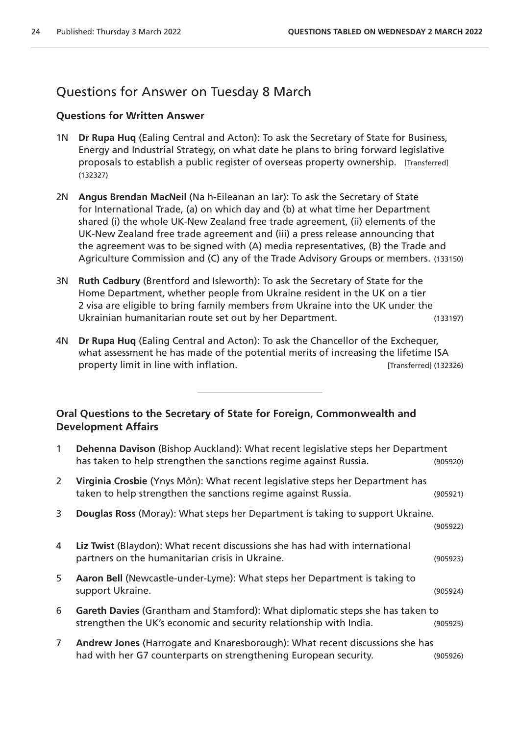## Questions for Answer on Tuesday 8 March

### Questions for Written Answer

1N **Dr Rupa Huq** (Ealing Central and Acton): To ask the Secretary of State for Business, Energy and Industrial Strategy, on what date he plans to bring forward legislative proposals to establish a public register of overseas property ownership. [Transferred] (132327)

2N **Angus Brendan MacNeil** (Na h-Eileanan an Iar): To ask the Secretary of State for International Trade, (a) on which day and (b) at what time her Department shared (i) the whole UK-New Zealand free trade agreement, (ii) elements of the UK-New Zealand free trade agreement and (iii) a press release announcing that the agreement was to be signed with (A) media representatives, (B) the Trade and Agriculture Commission and (C) any of the Trade Advisory Groups or members. (133150)

3N **Ruth Cadbury** (Brentford and Isleworth): To ask the Secretary of State for the Home Department, whether people from Ukraine resident in the UK on a tier 2 visa are eligible to bring family members from Ukraine into the UK under the Ukrainian humanitarian route set out by her Department. (133197)

4N **Dr Rupa Huq** (Ealing Central and Acton): To ask the Chancellor of the Exchequer, what assessment he has made of the potential merits of increasing the lifetime ISA property limit in line with inflation. [Transferred] (132326)

---

### Oral Questions to the Secretary of State for Foreign, Commonwealth and Development Affairs

1 **Dehenna Davison** (Bishop Auckland): What recent legislative steps her Department has taken to help strengthen the sanctions regime against Russia. (905920)

2 **Virginia Crosbie** (Ynys Môn): What recent legislative steps her Department has taken to help strengthen the sanctions regime against Russia. (905921)

3 **Douglas Ross** (Moray): What steps her Department is taking to support Ukraine. (905922)

4 **Liz Twist** (Blaydon): What recent discussions she has had with international partners on the humanitarian crisis in Ukraine. (905923)

5 **Aaron Bell** (Newcastle-under-Lyme): What steps her Department is taking to support Ukraine. (905924)

6 **Gareth Davies** (Grantham and Stamford): What diplomatic steps she has taken to strengthen the UK's economic and security relationship with India. (905925)

7 **Andrew Jones** (Harrogate and Knaresborough): What recent discussions she has had with her G7 counterparts on strengthening European security. (905926)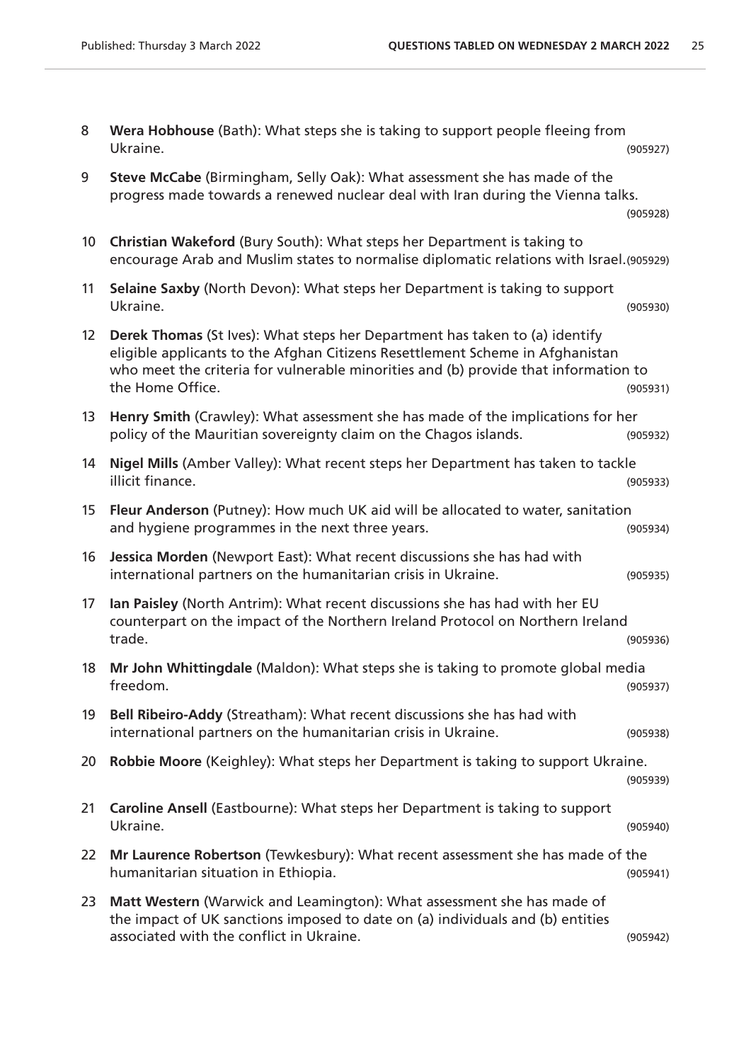8 **Wera Hobhouse** (Bath): What steps she is taking to support people fleeing from Ukraine. (905927)

9 **Steve McCabe** (Birmingham, Selly Oak): What assessment she has made of the progress made towards a renewed nuclear deal with Iran during the Vienna talks. (905928)

10 **Christian Wakeford** (Bury South): What steps her Department is taking to encourage Arab and Muslim states to normalise diplomatic relations with Israel. (905929)

11 **Selaine Saxby** (North Devon): What steps her Department is taking to support Ukraine. (905930)

12 **Derek Thomas** (St Ives): What steps her Department has taken to (a) identify eligible applicants to the Afghan Citizens Resettlement Scheme in Afghanistan who meet the criteria for vulnerable minorities and (b) provide that information to the Home Office. (905931)

13 **Henry Smith** (Crawley): What assessment she has made of the implications for her policy of the Mauritian sovereignty claim on the Chagos islands. (905932)

14 **Nigel Mills** (Amber Valley): What recent steps her Department has taken to tackle illicit finance. (905933)

15 **Fleur Anderson** (Putney): How much UK aid will be allocated to water, sanitation and hygiene programmes in the next three years. (905934)

16 **Jessica Morden** (Newport East): What recent discussions she has had with international partners on the humanitarian crisis in Ukraine. (905935)

17 **Ian Paisley** (North Antrim): What recent discussions she has had with her EU counterpart on the impact of the Northern Ireland Protocol on Northern Ireland trade. (905936)

18 **Mr John Whittingdale** (Maldon): What steps she is taking to promote global media freedom. (905937)

19 **Bell Ribeiro-Addy** (Streatham): What recent discussions she has had with international partners on the humanitarian crisis in Ukraine. (905938)

20 **Robbie Moore** (Keighley): What steps her Department is taking to support Ukraine. (905939)

21 **Caroline Ansell** (Eastbourne): What steps her Department is taking to support Ukraine. (905940)

22 **Mr Laurence Robertson** (Tewkesbury): What recent assessment she has made of the humanitarian situation in Ethiopia. (905941)

23 **Matt Western** (Warwick and Leamington): What assessment she has made of the impact of UK sanctions imposed to date on (a) individuals and (b) entities associated with the conflict in Ukraine. (905942)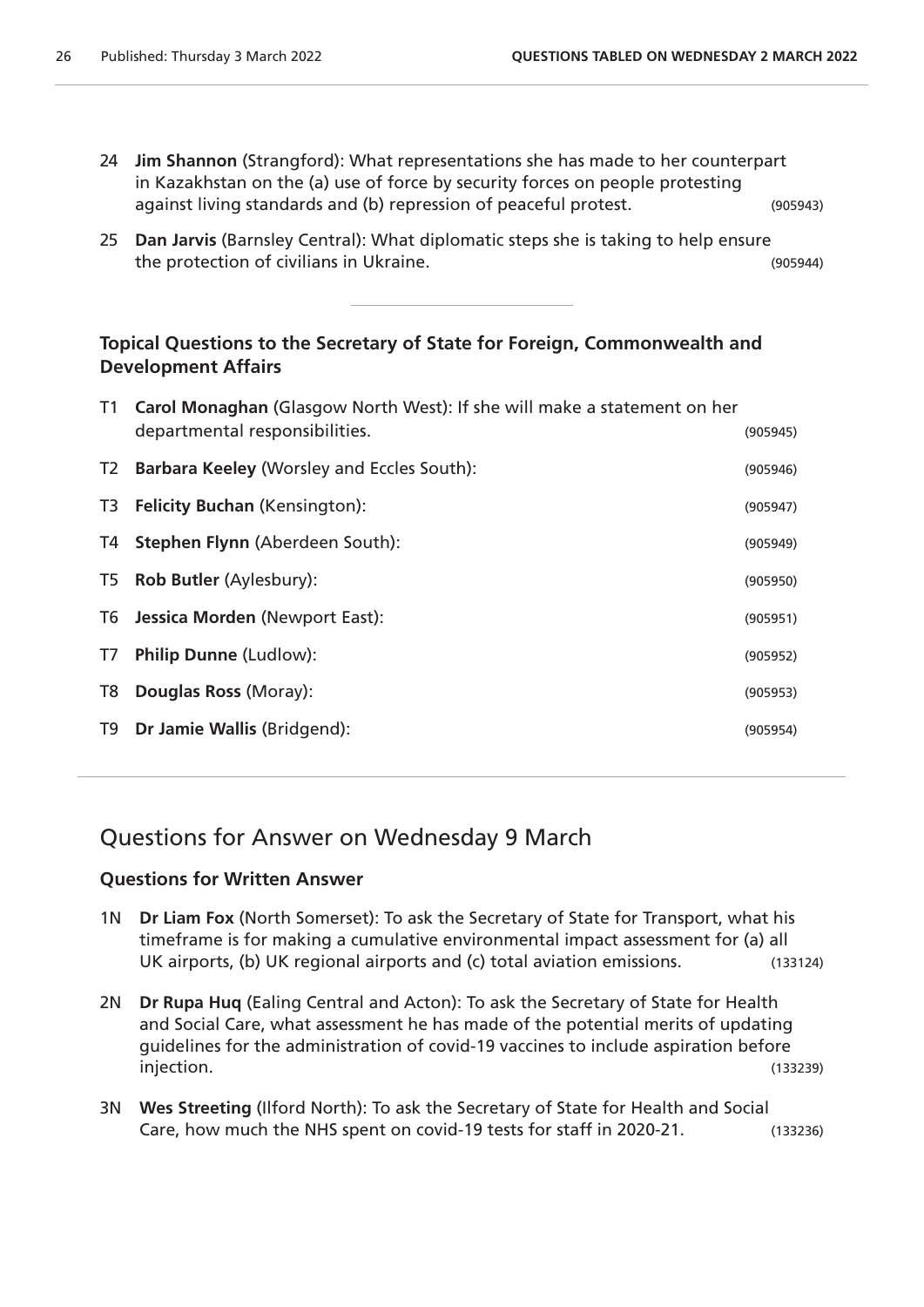24 **Jim Shannon** (Strangford): What representations she has made to her counterpart in Kazakhstan on the (a) use of force by security forces on people protesting against living standards and (b) repression of peaceful protest. (905943)

25 **Dan Jarvis** (Barnsley Central): What diplomatic steps she is taking to help ensure the protection of civilians in Ukraine. (905944)

### Topical Questions to the Secretary of State for Foreign, Commonwealth and Development Affairs

T1 **Carol Monaghan** (Glasgow North West): If she will make a statement on her departmental responsibilities. (905945)

T2 **Barbara Keeley** (Worsley and Eccles South): (905946)

T3 **Felicity Buchan** (Kensington): (905947)

T4 **Stephen Flynn** (Aberdeen South): (905949)

T5 **Rob Butler** (Aylesbury): (905950)

T6 **Jessica Morden** (Newport East): (905951)

T7 **Philip Dunne** (Ludlow): (905952)

T8 **Douglas Ross** (Moray): (905953)

T9 **Dr Jamie Wallis** (Bridgend): (905954)

## Questions for Answer on Wednesday 9 March

### Questions for Written Answer

1N **Dr Liam Fox** (North Somerset): To ask the Secretary of State for Transport, what his timeframe is for making a cumulative environmental impact assessment for (a) all UK airports, (b) UK regional airports and (c) total aviation emissions. (133124)

2N **Dr Rupa Huq** (Ealing Central and Acton): To ask the Secretary of State for Health and Social Care, what assessment he has made of the potential merits of updating guidelines for the administration of covid-19 vaccines to include aspiration before injection. (133239)

3N **Wes Streeting** (Ilford North): To ask the Secretary of State for Health and Social Care, how much the NHS spent on covid-19 tests for staff in 2020-21. (133236)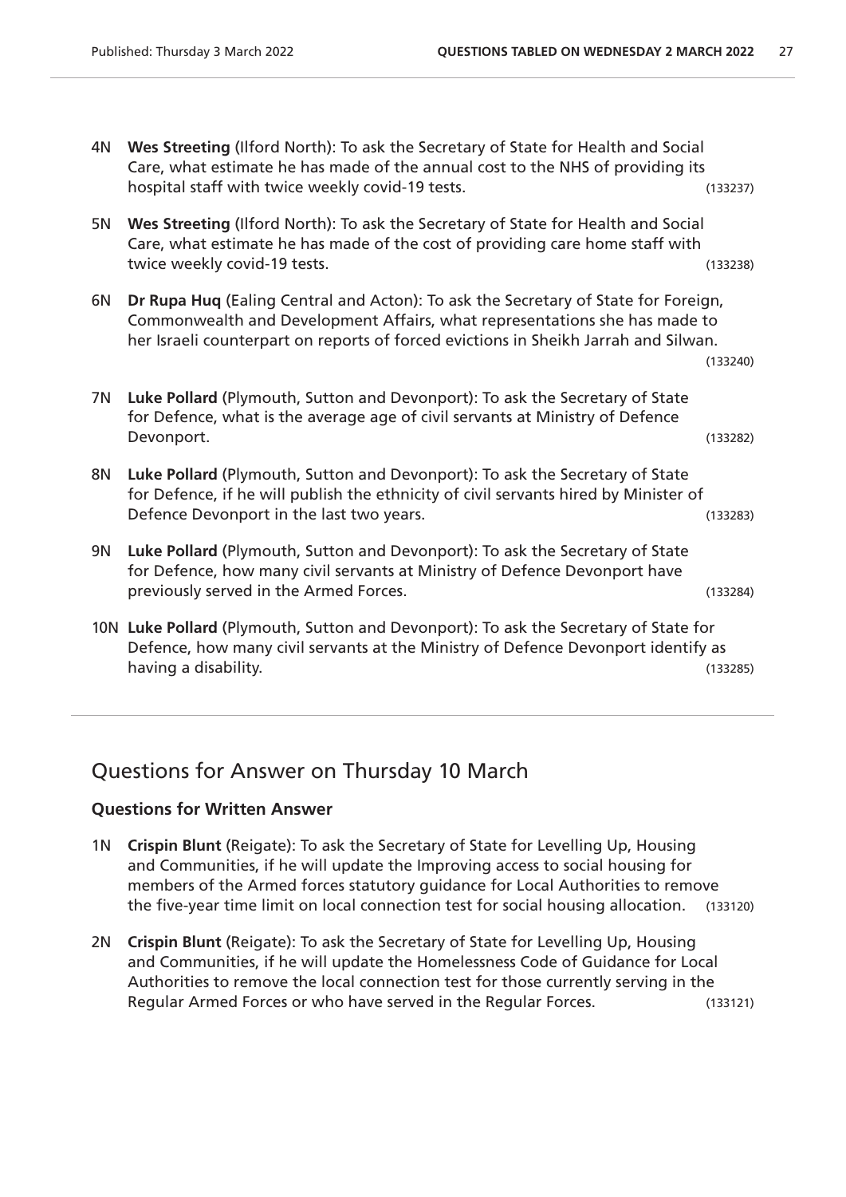4N **Wes Streeting** (Ilford North): To ask the Secretary of State for Health and Social Care, what estimate he has made of the annual cost to the NHS of providing its hospital staff with twice weekly covid-19 tests. (133237)

5N **Wes Streeting** (Ilford North): To ask the Secretary of State for Health and Social Care, what estimate he has made of the cost of providing care home staff with twice weekly covid-19 tests. (133238)

6N **Dr Rupa Huq** (Ealing Central and Acton): To ask the Secretary of State for Foreign, Commonwealth and Development Affairs, what representations she has made to her Israeli counterpart on reports of forced evictions in Sheikh Jarrah and Silwan. (133240)

7N **Luke Pollard** (Plymouth, Sutton and Devonport): To ask the Secretary of State for Defence, what is the average age of civil servants at Ministry of Defence Devonport. (133282)

8N **Luke Pollard** (Plymouth, Sutton and Devonport): To ask the Secretary of State for Defence, if he will publish the ethnicity of civil servants hired by Minister of Defence Devonport in the last two years. (133283)

9N **Luke Pollard** (Plymouth, Sutton and Devonport): To ask the Secretary of State for Defence, how many civil servants at Ministry of Defence Devonport have previously served in the Armed Forces. (133284)

10N **Luke Pollard** (Plymouth, Sutton and Devonport): To ask the Secretary of State for Defence, how many civil servants at the Ministry of Defence Devonport identify as having a disability. (133285)

## Questions for Answer on Thursday 10 March

### Questions for Written Answer

1N **Crispin Blunt** (Reigate): To ask the Secretary of State for Levelling Up, Housing and Communities, if he will update the Improving access to social housing for members of the Armed forces statutory guidance for Local Authorities to remove the five-year time limit on local connection test for social housing allocation. (133120)

2N **Crispin Blunt** (Reigate): To ask the Secretary of State for Levelling Up, Housing and Communities, if he will update the Homelessness Code of Guidance for Local Authorities to remove the local connection test for those currently serving in the Regular Armed Forces or who have served in the Regular Forces. (133121)